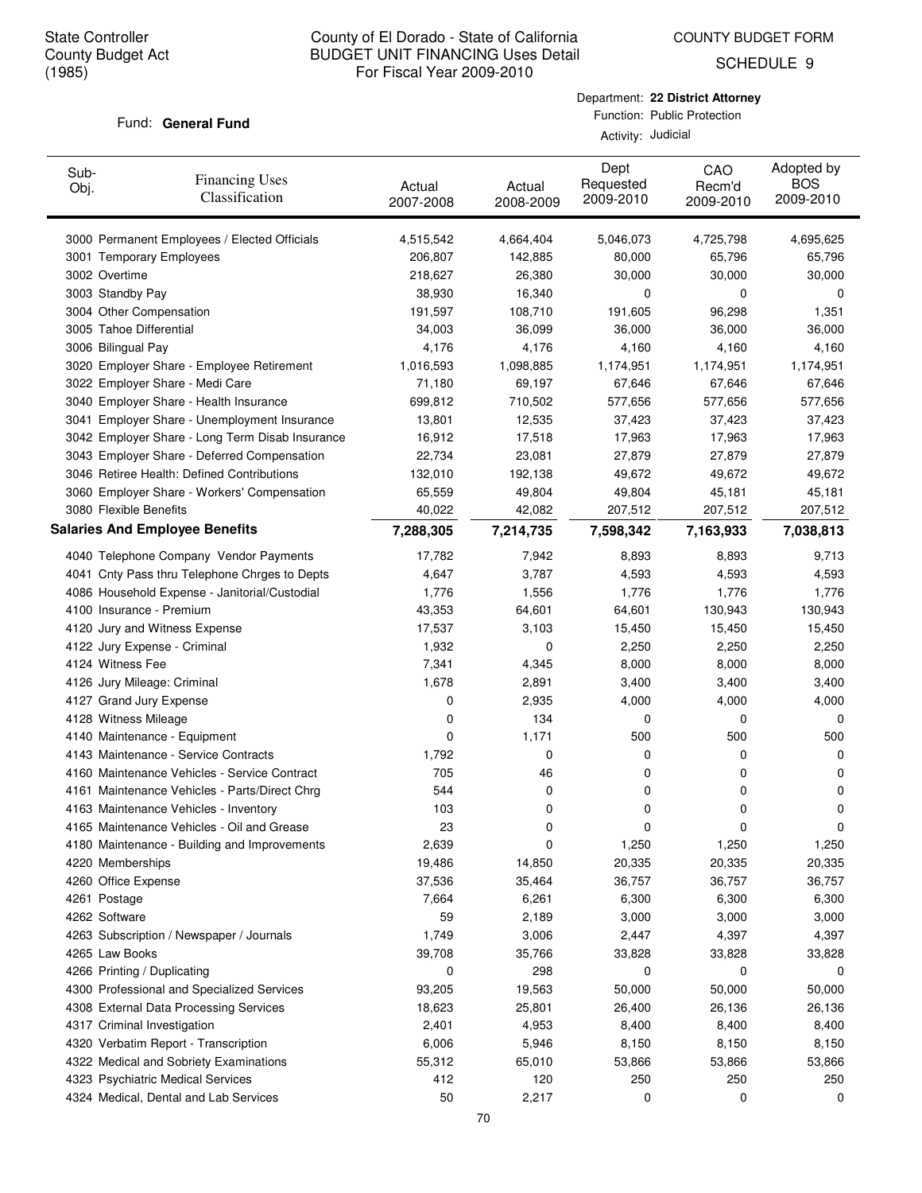State Controller
County Budget Act
(1985)

# County of El Dorado - State of California
## BUDGET UNIT FINANCING Uses Detail
For Fiscal Year 2009-2010

COUNTY BUDGET FORM
SCHEDULE 9

Fund: **General Fund**

Department: **22 District Attorney**
Function: Public Protection
Activity: Judicial

| Sub-Obj. | Financing Uses Classification | Actual 2007-2008 | Actual 2008-2009 | Dept Requested 2009-2010 | CAO Recm'd 2009-2010 | Adopted by BOS 2009-2010 |
|---|---|---|---|---|---|---|
| 3000 | Permanent Employees / Elected Officials | 4,515,542 | 4,664,404 | 5,046,073 | 4,725,798 | 4,695,625 |
| 3001 | Temporary Employees | 206,807 | 142,885 | 80,000 | 65,796 | 65,796 |
| 3002 | Overtime | 218,627 | 26,380 | 30,000 | 30,000 | 30,000 |
| 3003 | Standby Pay | 38,930 | 16,340 | 0 | 0 | 0 |
| 3004 | Other Compensation | 191,597 | 108,710 | 191,605 | 96,298 | 1,351 |
| 3005 | Tahoe Differential | 34,003 | 36,099 | 36,000 | 36,000 | 36,000 |
| 3006 | Bilingual Pay | 4,176 | 4,176 | 4,160 | 4,160 | 4,160 |
| 3020 | Employer Share - Employee Retirement | 1,016,593 | 1,098,885 | 1,174,951 | 1,174,951 | 1,174,951 |
| 3022 | Employer Share - Medi Care | 71,180 | 69,197 | 67,646 | 67,646 | 67,646 |
| 3040 | Employer Share - Health Insurance | 699,812 | 710,502 | 577,656 | 577,656 | 577,656 |
| 3041 | Employer Share - Unemployment Insurance | 13,801 | 12,535 | 37,423 | 37,423 | 37,423 |
| 3042 | Employer Share - Long Term Disab Insurance | 16,912 | 17,518 | 17,963 | 17,963 | 17,963 |
| 3043 | Employer Share - Deferred Compensation | 22,734 | 23,081 | 27,879 | 27,879 | 27,879 |
| 3046 | Retiree Health: Defined Contributions | 132,010 | 192,138 | 49,672 | 49,672 | 49,672 |
| 3060 | Employer Share - Workers' Compensation | 65,559 | 49,804 | 49,804 | 45,181 | 45,181 |
| 3080 | Flexible Benefits | 40,022 | 42,082 | 207,512 | 207,512 | 207,512 |
| **Salaries And Employee Benefits** | | **7,288,305** | **7,214,735** | **7,598,342** | **7,163,933** | **7,038,813** |
| 4040 | Telephone Company Vendor Payments | 17,782 | 7,942 | 8,893 | 8,893 | 9,713 |
| 4041 | Cnty Pass thru Telephone Chrges to Depts | 4,647 | 3,787 | 4,593 | 4,593 | 4,593 |
| 4086 | Household Expense - Janitorial/Custodial | 1,776 | 1,556 | 1,776 | 1,776 | 1,776 |
| 4100 | Insurance - Premium | 43,353 | 64,601 | 64,601 | 130,943 | 130,943 |
| 4120 | Jury and Witness Expense | 17,537 | 3,103 | 15,450 | 15,450 | 15,450 |
| 4122 | Jury Expense - Criminal | 1,932 | 0 | 2,250 | 2,250 | 2,250 |
| 4124 | Witness Fee | 7,341 | 4,345 | 8,000 | 8,000 | 8,000 |
| 4126 | Jury Mileage: Criminal | 1,678 | 2,891 | 3,400 | 3,400 | 3,400 |
| 4127 | Grand Jury Expense | 0 | 2,935 | 4,000 | 4,000 | 4,000 |
| 4128 | Witness Mileage | 0 | 134 | 0 | 0 | 0 |
| 4140 | Maintenance - Equipment | 0 | 1,171 | 500 | 500 | 500 |
| 4143 | Maintenance - Service Contracts | 1,792 | 0 | 0 | 0 | 0 |
| 4160 | Maintenance Vehicles - Service Contract | 705 | 46 | 0 | 0 | 0 |
| 4161 | Maintenance Vehicles - Parts/Direct Chrg | 544 | 0 | 0 | 0 | 0 |
| 4163 | Maintenance Vehicles - Inventory | 103 | 0 | 0 | 0 | 0 |
| 4165 | Maintenance Vehicles - Oil and Grease | 23 | 0 | 0 | 0 | 0 |
| 4180 | Maintenance - Building and Improvements | 2,639 | 0 | 1,250 | 1,250 | 1,250 |
| 4220 | Memberships | 19,486 | 14,850 | 20,335 | 20,335 | 20,335 |
| 4260 | Office Expense | 37,536 | 35,464 | 36,757 | 36,757 | 36,757 |
| 4261 | Postage | 7,664 | 6,261 | 6,300 | 6,300 | 6,300 |
| 4262 | Software | 59 | 2,189 | 3,000 | 3,000 | 3,000 |
| 4263 | Subscription / Newspaper / Journals | 1,749 | 3,006 | 2,447 | 4,397 | 4,397 |
| 4265 | Law Books | 39,708 | 35,766 | 33,828 | 33,828 | 33,828 |
| 4266 | Printing / Duplicating | 0 | 298 | 0 | 0 | 0 |
| 4300 | Professional and Specialized Services | 93,205 | 19,563 | 50,000 | 50,000 | 50,000 |
| 4308 | External Data Processing Services | 18,623 | 25,801 | 26,400 | 26,136 | 26,136 |
| 4317 | Criminal Investigation | 2,401 | 4,953 | 8,400 | 8,400 | 8,400 |
| 4320 | Verbatim Report - Transcription | 6,006 | 5,946 | 8,150 | 8,150 | 8,150 |
| 4322 | Medical and Sobriety Examinations | 55,312 | 65,010 | 53,866 | 53,866 | 53,866 |
| 4323 | Psychiatric Medical Services | 412 | 120 | 250 | 250 | 250 |
| 4324 | Medical, Dental and Lab Services | 50 | 2,217 | 0 | 0 | 0 |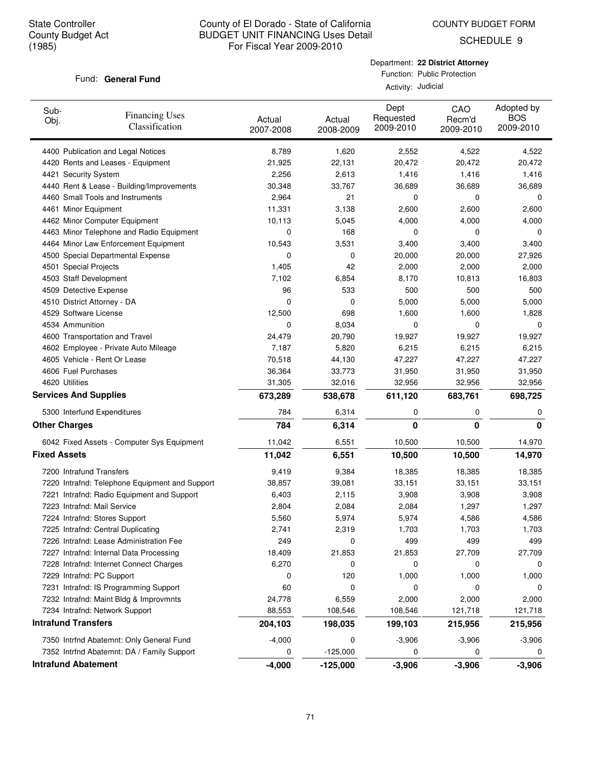State Controller
County Budget Act
(1985)

# County of El Dorado - State of California
## BUDGET UNIT FINANCING Uses Detail
For Fiscal Year 2009-2010

COUNTY BUDGET FORM
SCHEDULE 9

Fund: **General Fund**

Department: **22 District Attorney**
Function: Public Protection
Activity: Judicial

| Sub-Obj. | Financing Uses Classification | Actual 2007-2008 | Actual 2008-2009 | Dept Requested 2009-2010 | CAO Recm'd 2009-2010 | Adopted by BOS 2009-2010 |
|---|---|---|---|---|---|---|
| 4400 | Publication and Legal Notices | 8,789 | 1,620 | 2,552 | 4,522 | 4,522 |
| 4420 | Rents and Leases - Equipment | 21,925 | 22,131 | 20,472 | 20,472 | 20,472 |
| 4421 | Security System | 2,256 | 2,613 | 1,416 | 1,416 | 1,416 |
| 4440 | Rent & Lease - Building/Improvements | 30,348 | 33,767 | 36,689 | 36,689 | 36,689 |
| 4460 | Small Tools and Instruments | 2,964 | 21 | 0 | 0 | 0 |
| 4461 | Minor Equipment | 11,331 | 3,138 | 2,600 | 2,600 | 2,600 |
| 4462 | Minor Computer Equipment | 10,113 | 5,045 | 4,000 | 4,000 | 4,000 |
| 4463 | Minor Telephone and Radio Equipment | 0 | 168 | 0 | 0 | 0 |
| 4464 | Minor Law Enforcement Equipment | 10,543 | 3,531 | 3,400 | 3,400 | 3,400 |
| 4500 | Special Departmental Expense | 0 | 0 | 20,000 | 20,000 | 27,926 |
| 4501 | Special Projects | 1,405 | 42 | 2,000 | 2,000 | 2,000 |
| 4503 | Staff Development | 7,102 | 6,854 | 8,170 | 10,813 | 16,803 |
| 4509 | Detective Expense | 96 | 533 | 500 | 500 | 500 |
| 4510 | District Attorney - DA | 0 | 0 | 5,000 | 5,000 | 5,000 |
| 4529 | Software License | 12,500 | 698 | 1,600 | 1,600 | 1,828 |
| 4534 | Ammunition | 0 | 8,034 | 0 | 0 | 0 |
| 4600 | Transportation and Travel | 24,479 | 20,790 | 19,927 | 19,927 | 19,927 |
| 4602 | Employee - Private Auto Mileage | 7,187 | 5,820 | 6,215 | 6,215 | 6,215 |
| 4605 | Vehicle - Rent Or Lease | 70,518 | 44,130 | 47,227 | 47,227 | 47,227 |
| 4606 | Fuel Purchases | 36,364 | 33,773 | 31,950 | 31,950 | 31,950 |
| 4620 | Utilities | 31,305 | 32,016 | 32,956 | 32,956 | 32,956 |
| **Services And Supplies** | | **673,289** | **538,678** | **611,120** | **683,761** | **698,725** |
| 5300 | Interfund Expenditures | 784 | 6,314 | 0 | 0 | 0 |
| **Other Charges** | | **784** | **6,314** | **0** | **0** | **0** |
| 6042 | Fixed Assets - Computer Sys Equipment | 11,042 | 6,551 | 10,500 | 10,500 | 14,970 |
| **Fixed Assets** | | **11,042** | **6,551** | **10,500** | **10,500** | **14,970** |
| 7200 | Intrafund Transfers | 9,419 | 9,384 | 18,385 | 18,385 | 18,385 |
| 7220 | Intrafnd: Telephone Equipment and Support | 38,857 | 39,081 | 33,151 | 33,151 | 33,151 |
| 7221 | Intrafnd: Radio Equipment and Support | 6,403 | 2,115 | 3,908 | 3,908 | 3,908 |
| 7223 | Intrafnd: Mail Service | 2,804 | 2,084 | 2,084 | 1,297 | 1,297 |
| 7224 | Intrafnd: Stores Support | 5,560 | 5,974 | 5,974 | 4,586 | 4,586 |
| 7225 | Intrafnd: Central Duplicating | 2,741 | 2,319 | 1,703 | 1,703 | 1,703 |
| 7226 | Intrafnd: Lease Administration Fee | 249 | 0 | 499 | 499 | 499 |
| 7227 | Intrafnd: Internal Data Processing | 18,409 | 21,853 | 21,853 | 27,709 | 27,709 |
| 7228 | Intrafnd: Internet Connect Charges | 6,270 | 0 | 0 | 0 | 0 |
| 7229 | Intrafnd: PC Support | 0 | 120 | 1,000 | 1,000 | 1,000 |
| 7231 | Intrafnd: IS Programming Support | 60 | 0 | 0 | 0 | 0 |
| 7232 | Intrafnd: Maint Bldg & Improvmnts | 24,778 | 6,559 | 2,000 | 2,000 | 2,000 |
| 7234 | Intrafnd: Network Support | 88,553 | 108,546 | 108,546 | 121,718 | 121,718 |
| **Intrafund Transfers** | | **204,103** | **198,035** | **199,103** | **215,956** | **215,956** |
| 7350 | Intrfnd Abatemnt: Only General Fund | -4,000 | 0 | -3,906 | -3,906 | -3,906 |
| 7352 | Intrfnd Abatemnt: DA / Family Support | 0 | -125,000 | 0 | 0 | 0 |
| **Intrafund Abatement** | | **-4,000** | **-125,000** | **-3,906** | **-3,906** | **-3,906** |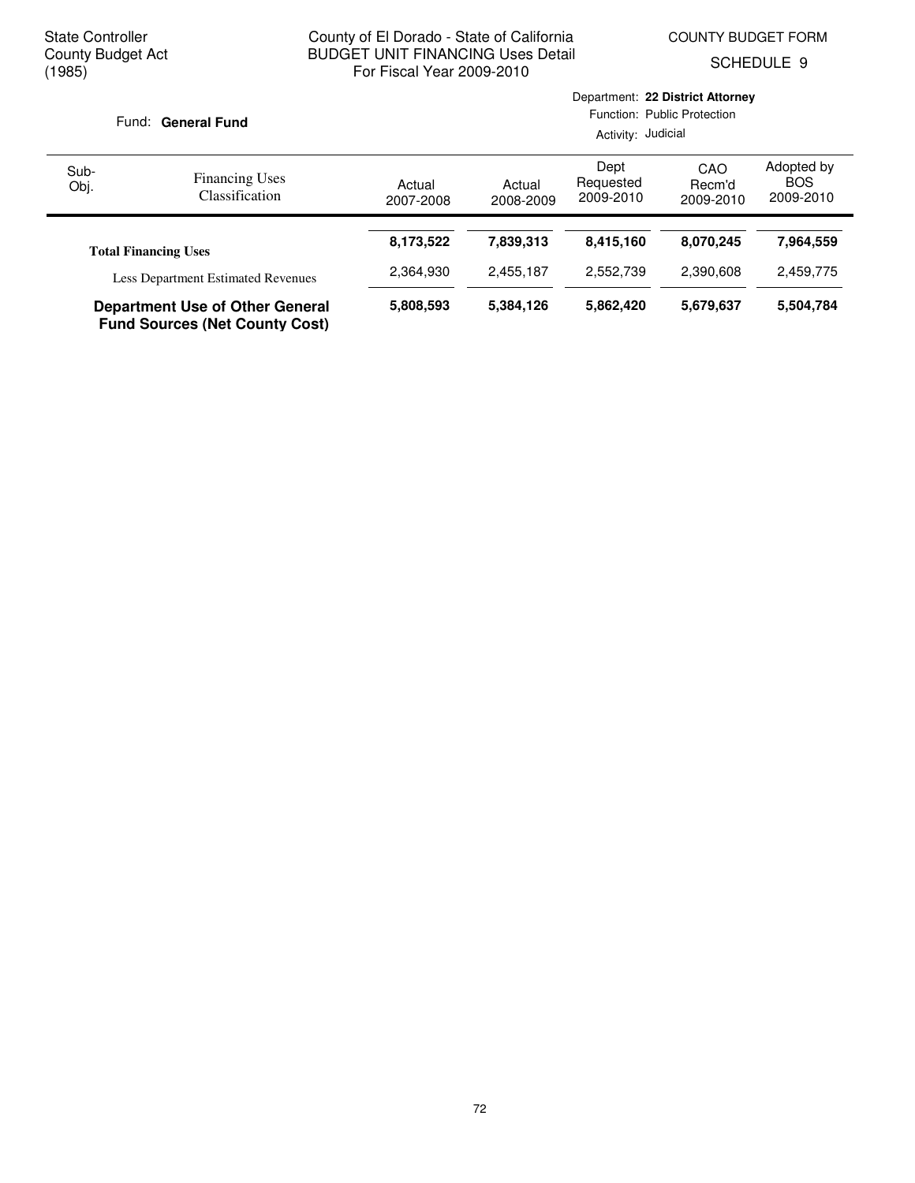State Controller
County Budget Act
(1985)

County of El Dorado - State of California
BUDGET UNIT FINANCING Uses Detail
For Fiscal Year 2009-2010

COUNTY BUDGET FORM
SCHEDULE 9

Fund: **General Fund**

Department: **22 District Attorney**
Function: Public Protection
Activity: Judicial

| Sub-Obj. | Financing Uses Classification | Actual 2007-2008 | Actual 2008-2009 | Dept Requested 2009-2010 | CAO Recm'd 2009-2010 | Adopted by BOS 2009-2010 |
|---|---|---|---|---|---|---|
| | **Total Financing Uses** | **8,173,522** | **7,839,313** | **8,415,160** | **8,070,245** | **7,964,559** |
| | Less Department Estimated Revenues | 2,364,930 | 2,455,187 | 2,552,739 | 2,390,608 | 2,459,775 |
| | **Department Use of Other General Fund Sources (Net County Cost)** | **5,808,593** | **5,384,126** | **5,862,420** | **5,679,637** | **5,504,784** |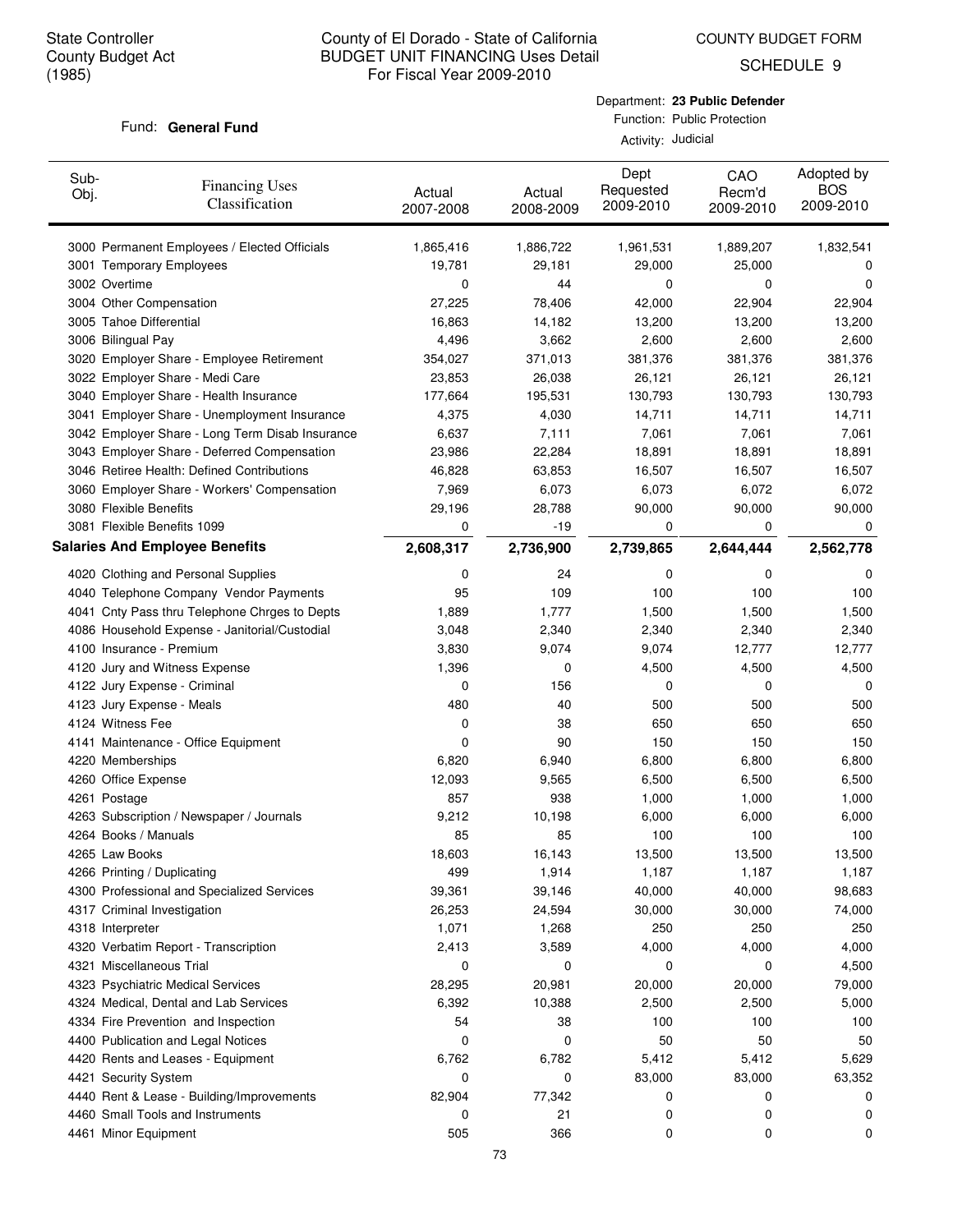State Controller
County Budget Act
(1985)

# County of El Dorado - State of California
## BUDGET UNIT FINANCING Uses Detail
For Fiscal Year 2009-2010

COUNTY BUDGET FORM
SCHEDULE 9

Fund: **General Fund**

Department: **23 Public Defender**
Function: Public Protection
Activity: Judicial

| Sub-Obj. | Financing Uses Classification | Actual 2007-2008 | Actual 2008-2009 | Dept Requested 2009-2010 | CAO Recm'd 2009-2010 | Adopted by BOS 2009-2010 |
|---|---|---|---|---|---|---|
| 3000 | Permanent Employees / Elected Officials | 1,865,416 | 1,886,722 | 1,961,531 | 1,889,207 | 1,832,541 |
| 3001 | Temporary Employees | 19,781 | 29,181 | 29,000 | 25,000 | 0 |
| 3002 | Overtime | 0 | 44 | 0 | 0 | 0 |
| 3004 | Other Compensation | 27,225 | 78,406 | 42,000 | 22,904 | 22,904 |
| 3005 | Tahoe Differential | 16,863 | 14,182 | 13,200 | 13,200 | 13,200 |
| 3006 | Bilingual Pay | 4,496 | 3,662 | 2,600 | 2,600 | 2,600 |
| 3020 | Employer Share - Employee Retirement | 354,027 | 371,013 | 381,376 | 381,376 | 381,376 |
| 3022 | Employer Share - Medi Care | 23,853 | 26,038 | 26,121 | 26,121 | 26,121 |
| 3040 | Employer Share - Health Insurance | 177,664 | 195,531 | 130,793 | 130,793 | 130,793 |
| 3041 | Employer Share - Unemployment Insurance | 4,375 | 4,030 | 14,711 | 14,711 | 14,711 |
| 3042 | Employer Share - Long Term Disab Insurance | 6,637 | 7,111 | 7,061 | 7,061 | 7,061 |
| 3043 | Employer Share - Deferred Compensation | 23,986 | 22,284 | 18,891 | 18,891 | 18,891 |
| 3046 | Retiree Health: Defined Contributions | 46,828 | 63,853 | 16,507 | 16,507 | 16,507 |
| 3060 | Employer Share - Workers' Compensation | 7,969 | 6,073 | 6,073 | 6,072 | 6,072 |
| 3080 | Flexible Benefits | 29,196 | 28,788 | 90,000 | 90,000 | 90,000 |
| 3081 | Flexible Benefits 1099 | 0 | -19 | 0 | 0 | 0 |
| **Salaries And Employee Benefits** | | **2,608,317** | **2,736,900** | **2,739,865** | **2,644,444** | **2,562,778** |
| 4020 | Clothing and Personal Supplies | 0 | 24 | 0 | 0 | 0 |
| 4040 | Telephone Company Vendor Payments | 95 | 109 | 100 | 100 | 100 |
| 4041 | Cnty Pass thru Telephone Chrges to Depts | 1,889 | 1,777 | 1,500 | 1,500 | 1,500 |
| 4086 | Household Expense - Janitorial/Custodial | 3,048 | 2,340 | 2,340 | 2,340 | 2,340 |
| 4100 | Insurance - Premium | 3,830 | 9,074 | 9,074 | 12,777 | 12,777 |
| 4120 | Jury and Witness Expense | 1,396 | 0 | 4,500 | 4,500 | 4,500 |
| 4122 | Jury Expense - Criminal | 0 | 156 | 0 | 0 | 0 |
| 4123 | Jury Expense - Meals | 480 | 40 | 500 | 500 | 500 |
| 4124 | Witness Fee | 0 | 38 | 650 | 650 | 650 |
| 4141 | Maintenance - Office Equipment | 0 | 90 | 150 | 150 | 150 |
| 4220 | Memberships | 6,820 | 6,940 | 6,800 | 6,800 | 6,800 |
| 4260 | Office Expense | 12,093 | 9,565 | 6,500 | 6,500 | 6,500 |
| 4261 | Postage | 857 | 938 | 1,000 | 1,000 | 1,000 |
| 4263 | Subscription / Newspaper / Journals | 9,212 | 10,198 | 6,000 | 6,000 | 6,000 |
| 4264 | Books / Manuals | 85 | 85 | 100 | 100 | 100 |
| 4265 | Law Books | 18,603 | 16,143 | 13,500 | 13,500 | 13,500 |
| 4266 | Printing / Duplicating | 499 | 1,914 | 1,187 | 1,187 | 1,187 |
| 4300 | Professional and Specialized Services | 39,361 | 39,146 | 40,000 | 40,000 | 98,683 |
| 4317 | Criminal Investigation | 26,253 | 24,594 | 30,000 | 30,000 | 74,000 |
| 4318 | Interpreter | 1,071 | 1,268 | 250 | 250 | 250 |
| 4320 | Verbatim Report - Transcription | 2,413 | 3,589 | 4,000 | 4,000 | 4,000 |
| 4321 | Miscellaneous Trial | 0 | 0 | 0 | 0 | 4,500 |
| 4323 | Psychiatric Medical Services | 28,295 | 20,981 | 20,000 | 20,000 | 79,000 |
| 4324 | Medical, Dental and Lab Services | 6,392 | 10,388 | 2,500 | 2,500 | 5,000 |
| 4334 | Fire Prevention and Inspection | 54 | 38 | 100 | 100 | 100 |
| 4400 | Publication and Legal Notices | 0 | 0 | 50 | 50 | 50 |
| 4420 | Rents and Leases - Equipment | 6,762 | 6,782 | 5,412 | 5,412 | 5,629 |
| 4421 | Security System | 0 | 0 | 83,000 | 83,000 | 63,352 |
| 4440 | Rent & Lease - Building/Improvements | 82,904 | 77,342 | 0 | 0 | 0 |
| 4460 | Small Tools and Instruments | 0 | 21 | 0 | 0 | 0 |
| 4461 | Minor Equipment | 505 | 366 | 0 | 0 | 0 |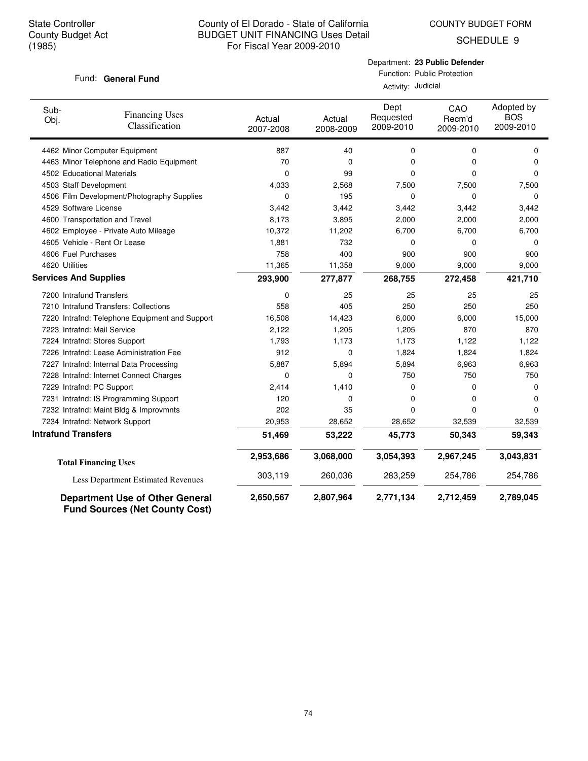State Controller
County Budget Act
(1985)

County of El Dorado - State of California
BUDGET UNIT FINANCING Uses Detail
For Fiscal Year 2009-2010

COUNTY BUDGET FORM
SCHEDULE 9

Fund: **General Fund**

Department: **23 Public Defender**
Function: Public Protection
Activity: Judicial

| Sub-Obj. | Financing Uses Classification | Actual 2007-2008 | Actual 2008-2009 | Dept Requested 2009-2010 | CAO Recm'd 2009-2010 | Adopted by BOS 2009-2010 |
|---|---|---|---|---|---|---|
| 4462 | Minor Computer Equipment | 887 | 40 | 0 | 0 | 0 |
| 4463 | Minor Telephone and Radio Equipment | 70 | 0 | 0 | 0 | 0 |
| 4502 | Educational Materials | 0 | 99 | 0 | 0 | 0 |
| 4503 | Staff Development | 4,033 | 2,568 | 7,500 | 7,500 | 7,500 |
| 4506 | Film Development/Photography Supplies | 0 | 195 | 0 | 0 | 0 |
| 4529 | Software License | 3,442 | 3,442 | 3,442 | 3,442 | 3,442 |
| 4600 | Transportation and Travel | 8,173 | 3,895 | 2,000 | 2,000 | 2,000 |
| 4602 | Employee - Private Auto Mileage | 10,372 | 11,202 | 6,700 | 6,700 | 6,700 |
| 4605 | Vehicle - Rent Or Lease | 1,881 | 732 | 0 | 0 | 0 |
| 4606 | Fuel Purchases | 758 | 400 | 900 | 900 | 900 |
| 4620 | Utilities | 11,365 | 11,358 | 9,000 | 9,000 | 9,000 |
| **Services And Supplies** | | **293,900** | **277,877** | **268,755** | **272,458** | **421,710** |
| 7200 | Intrafund Transfers | 0 | 25 | 25 | 25 | 25 |
| 7210 | Intrafund Transfers: Collections | 558 | 405 | 250 | 250 | 250 |
| 7220 | Intrafnd: Telephone Equipment and Support | 16,508 | 14,423 | 6,000 | 6,000 | 15,000 |
| 7223 | Intrafnd: Mail Service | 2,122 | 1,205 | 1,205 | 870 | 870 |
| 7224 | Intrafnd: Stores Support | 1,793 | 1,173 | 1,173 | 1,122 | 1,122 |
| 7226 | Intrafnd: Lease Administration Fee | 912 | 0 | 1,824 | 1,824 | 1,824 |
| 7227 | Intrafnd: Internal Data Processing | 5,887 | 5,894 | 5,894 | 6,963 | 6,963 |
| 7228 | Intrafnd: Internet Connect Charges | 0 | 0 | 750 | 750 | 750 |
| 7229 | Intrafnd: PC Support | 2,414 | 1,410 | 0 | 0 | 0 |
| 7231 | Intrafnd: IS Programming Support | 120 | 0 | 0 | 0 | 0 |
| 7232 | Intrafnd: Maint Bldg & Improvmnts | 202 | 35 | 0 | 0 | 0 |
| 7234 | Intrafnd: Network Support | 20,953 | 28,652 | 28,652 | 32,539 | 32,539 |
| **Intrafund Transfers** | | **51,469** | **53,222** | **45,773** | **50,343** | **59,343** |
| **Total Financing Uses** | | **2,953,686** | **3,068,000** | **3,054,393** | **2,967,245** | **3,043,831** |
| Less Department Estimated Revenues | | 303,119 | 260,036 | 283,259 | 254,786 | 254,786 |
| **Department Use of Other General Fund Sources (Net County Cost)** | | **2,650,567** | **2,807,964** | **2,771,134** | **2,712,459** | **2,789,045** |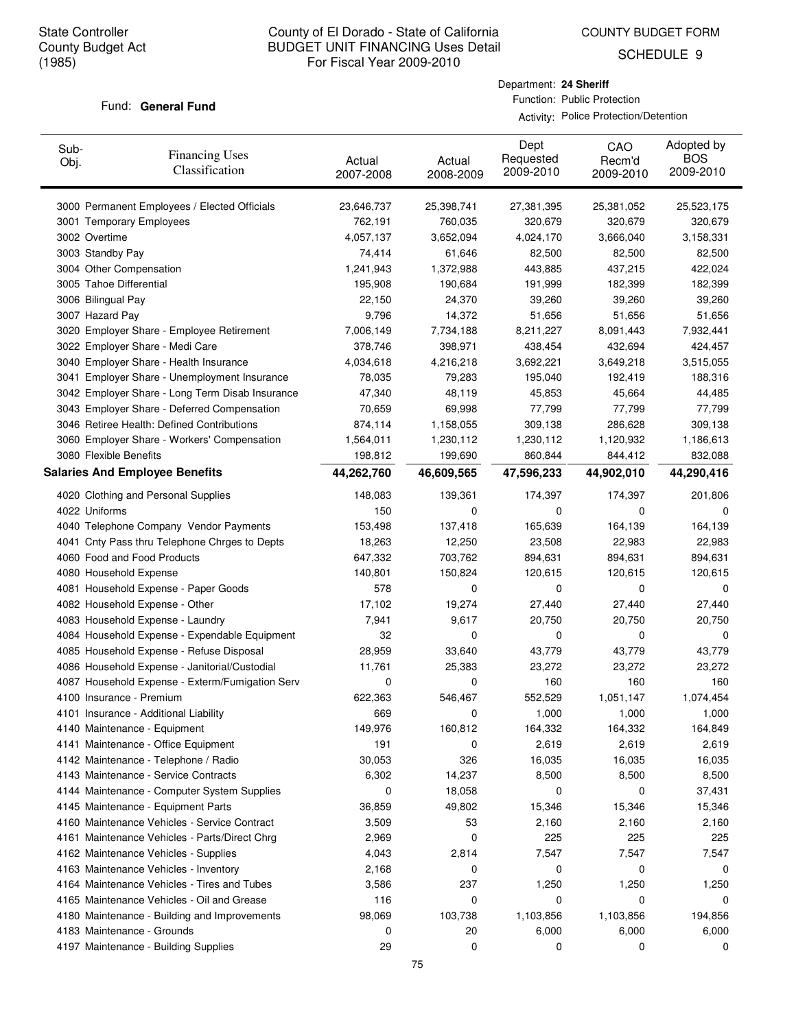State Controller
County Budget Act
(1985)

# County of El Dorado - State of California
## BUDGET UNIT FINANCING Uses Detail
For Fiscal Year 2009-2010

COUNTY BUDGET FORM

SCHEDULE 9

Fund: **General Fund**

Department: **24 Sheriff**
Function: Public Protection
Activity: Police Protection/Detention

| Sub-Obj. | Financing Uses Classification | Actual 2007-2008 | Actual 2008-2009 | Dept Requested 2009-2010 | CAO Recm'd 2009-2010 | Adopted by BOS 2009-2010 |
|---|---|---|---|---|---|---|
| 3000 | Permanent Employees / Elected Officials | 23,646,737 | 25,398,741 | 27,381,395 | 25,381,052 | 25,523,175 |
| 3001 | Temporary Employees | 762,191 | 760,035 | 320,679 | 320,679 | 320,679 |
| 3002 | Overtime | 4,057,137 | 3,652,094 | 4,024,170 | 3,666,040 | 3,158,331 |
| 3003 | Standby Pay | 74,414 | 61,646 | 82,500 | 82,500 | 82,500 |
| 3004 | Other Compensation | 1,241,943 | 1,372,988 | 443,885 | 437,215 | 422,024 |
| 3005 | Tahoe Differential | 195,908 | 190,684 | 191,999 | 182,399 | 182,399 |
| 3006 | Bilingual Pay | 22,150 | 24,370 | 39,260 | 39,260 | 39,260 |
| 3007 | Hazard Pay | 9,796 | 14,372 | 51,656 | 51,656 | 51,656 |
| 3020 | Employer Share - Employee Retirement | 7,006,149 | 7,734,188 | 8,211,227 | 8,091,443 | 7,932,441 |
| 3022 | Employer Share - Medi Care | 378,746 | 398,971 | 438,454 | 432,694 | 424,457 |
| 3040 | Employer Share - Health Insurance | 4,034,618 | 4,216,218 | 3,692,221 | 3,649,218 | 3,515,055 |
| 3041 | Employer Share - Unemployment Insurance | 78,035 | 79,283 | 195,040 | 192,419 | 188,316 |
| 3042 | Employer Share - Long Term Disab Insurance | 47,340 | 48,119 | 45,853 | 45,664 | 44,485 |
| 3043 | Employer Share - Deferred Compensation | 70,659 | 69,998 | 77,799 | 77,799 | 77,799 |
| 3046 | Retiree Health: Defined Contributions | 874,114 | 1,158,055 | 309,138 | 286,628 | 309,138 |
| 3060 | Employer Share - Workers' Compensation | 1,564,011 | 1,230,112 | 1,230,112 | 1,120,932 | 1,186,613 |
| 3080 | Flexible Benefits | 198,812 | 199,690 | 860,844 | 844,412 | 832,088 |
| **Salaries And Employee Benefits** | | **44,262,760** | **46,609,565** | **47,596,233** | **44,902,010** | **44,290,416** |
| 4020 | Clothing and Personal Supplies | 148,083 | 139,361 | 174,397 | 174,397 | 201,806 |
| 4022 | Uniforms | 150 | 0 | 0 | 0 | 0 |
| 4040 | Telephone Company Vendor Payments | 153,498 | 137,418 | 165,639 | 164,139 | 164,139 |
| 4041 | Cnty Pass thru Telephone Chrges to Depts | 18,263 | 12,250 | 23,508 | 22,983 | 22,983 |
| 4060 | Food and Food Products | 647,332 | 703,762 | 894,631 | 894,631 | 894,631 |
| 4080 | Household Expense | 140,801 | 150,824 | 120,615 | 120,615 | 120,615 |
| 4081 | Household Expense - Paper Goods | 578 | 0 | 0 | 0 | 0 |
| 4082 | Household Expense - Other | 17,102 | 19,274 | 27,440 | 27,440 | 27,440 |
| 4083 | Household Expense - Laundry | 7,941 | 9,617 | 20,750 | 20,750 | 20,750 |
| 4084 | Household Expense - Expendable Equipment | 32 | 0 | 0 | 0 | 0 |
| 4085 | Household Expense - Refuse Disposal | 28,959 | 33,640 | 43,779 | 43,779 | 43,779 |
| 4086 | Household Expense - Janitorial/Custodial | 11,761 | 25,383 | 23,272 | 23,272 | 23,272 |
| 4087 | Household Expense - Exterm/Fumigation Serv | 0 | 0 | 160 | 160 | 160 |
| 4100 | Insurance - Premium | 622,363 | 546,467 | 552,529 | 1,051,147 | 1,074,454 |
| 4101 | Insurance - Additional Liability | 669 | 0 | 1,000 | 1,000 | 1,000 |
| 4140 | Maintenance - Equipment | 149,976 | 160,812 | 164,332 | 164,332 | 164,849 |
| 4141 | Maintenance - Office Equipment | 191 | 0 | 2,619 | 2,619 | 2,619 |
| 4142 | Maintenance - Telephone / Radio | 30,053 | 326 | 16,035 | 16,035 | 16,035 |
| 4143 | Maintenance - Service Contracts | 6,302 | 14,237 | 8,500 | 8,500 | 8,500 |
| 4144 | Maintenance - Computer System Supplies | 0 | 18,058 | 0 | 0 | 37,431 |
| 4145 | Maintenance - Equipment Parts | 36,859 | 49,802 | 15,346 | 15,346 | 15,346 |
| 4160 | Maintenance Vehicles - Service Contract | 3,509 | 53 | 2,160 | 2,160 | 2,160 |
| 4161 | Maintenance Vehicles - Parts/Direct Chrg | 2,969 | 0 | 225 | 225 | 225 |
| 4162 | Maintenance Vehicles - Supplies | 4,043 | 2,814 | 7,547 | 7,547 | 7,547 |
| 4163 | Maintenance Vehicles - Inventory | 2,168 | 0 | 0 | 0 | 0 |
| 4164 | Maintenance Vehicles - Tires and Tubes | 3,586 | 237 | 1,250 | 1,250 | 1,250 |
| 4165 | Maintenance Vehicles - Oil and Grease | 116 | 0 | 0 | 0 | 0 |
| 4180 | Maintenance - Building and Improvements | 98,069 | 103,738 | 1,103,856 | 1,103,856 | 194,856 |
| 4183 | Maintenance - Grounds | 0 | 20 | 6,000 | 6,000 | 6,000 |
| 4197 | Maintenance - Building Supplies | 29 | 0 | 0 | 0 | 0 |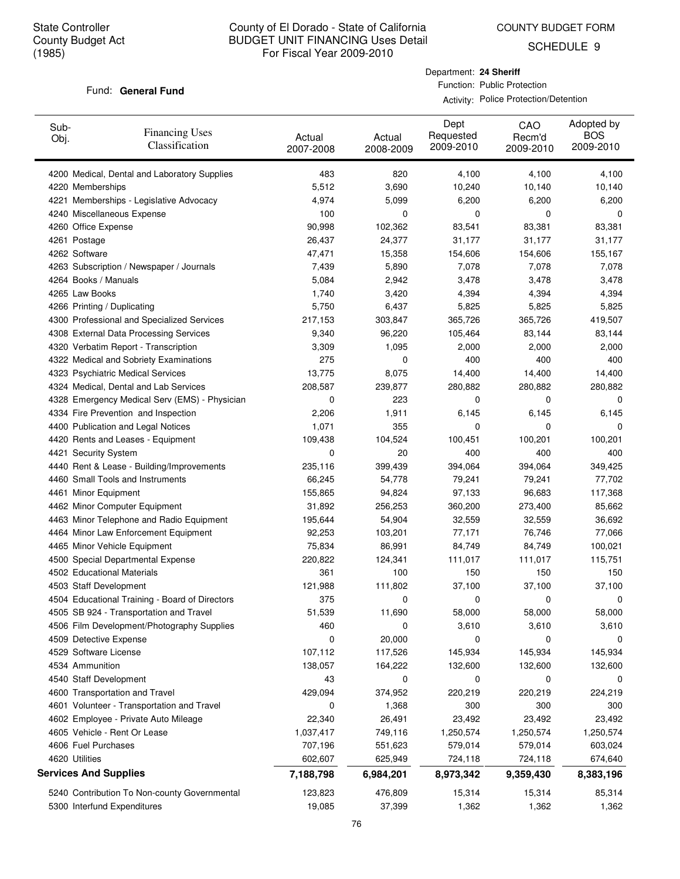State Controller
County Budget Act
(1985)

County of El Dorado - State of California
BUDGET UNIT FINANCING Uses Detail
For Fiscal Year 2009-2010

COUNTY BUDGET FORM
SCHEDULE 9

Fund: **General Fund**

Department: **24 Sheriff**
Function: Public Protection
Activity: Police Protection/Detention

| Sub-Obj. | Financing Uses Classification | Actual 2007-2008 | Actual 2008-2009 | Dept Requested 2009-2010 | CAO Recm'd 2009-2010 | Adopted by BOS 2009-2010 |
|---|---|---|---|---|---|---|
| 4200 | Medical, Dental and Laboratory Supplies | 483 | 820 | 4,100 | 4,100 | 4,100 |
| 4220 | Memberships | 5,512 | 3,690 | 10,240 | 10,140 | 10,140 |
| 4221 | Memberships - Legislative Advocacy | 4,974 | 5,099 | 6,200 | 6,200 | 6,200 |
| 4240 | Miscellaneous Expense | 100 | 0 | 0 | 0 | 0 |
| 4260 | Office Expense | 90,998 | 102,362 | 83,541 | 83,381 | 83,381 |
| 4261 | Postage | 26,437 | 24,377 | 31,177 | 31,177 | 31,177 |
| 4262 | Software | 47,471 | 15,358 | 154,606 | 154,606 | 155,167 |
| 4263 | Subscription / Newspaper / Journals | 7,439 | 5,890 | 7,078 | 7,078 | 7,078 |
| 4264 | Books / Manuals | 5,084 | 2,942 | 3,478 | 3,478 | 3,478 |
| 4265 | Law Books | 1,740 | 3,420 | 4,394 | 4,394 | 4,394 |
| 4266 | Printing / Duplicating | 5,750 | 6,437 | 5,825 | 5,825 | 5,825 |
| 4300 | Professional and Specialized Services | 217,153 | 303,847 | 365,726 | 365,726 | 419,507 |
| 4308 | External Data Processing Services | 9,340 | 96,220 | 105,464 | 83,144 | 83,144 |
| 4320 | Verbatim Report - Transcription | 3,309 | 1,095 | 2,000 | 2,000 | 2,000 |
| 4322 | Medical and Sobriety Examinations | 275 | 0 | 400 | 400 | 400 |
| 4323 | Psychiatric Medical Services | 13,775 | 8,075 | 14,400 | 14,400 | 14,400 |
| 4324 | Medical, Dental and Lab Services | 208,587 | 239,877 | 280,882 | 280,882 | 280,882 |
| 4328 | Emergency Medical Serv (EMS) - Physician | 0 | 223 | 0 | 0 | 0 |
| 4334 | Fire Prevention and Inspection | 2,206 | 1,911 | 6,145 | 6,145 | 6,145 |
| 4400 | Publication and Legal Notices | 1,071 | 355 | 0 | 0 | 0 |
| 4420 | Rents and Leases - Equipment | 109,438 | 104,524 | 100,451 | 100,201 | 100,201 |
| 4421 | Security System | 0 | 20 | 400 | 400 | 400 |
| 4440 | Rent & Lease - Building/Improvements | 235,116 | 399,439 | 394,064 | 394,064 | 349,425 |
| 4460 | Small Tools and Instruments | 66,245 | 54,778 | 79,241 | 79,241 | 77,702 |
| 4461 | Minor Equipment | 155,865 | 94,824 | 97,133 | 96,683 | 117,368 |
| 4462 | Minor Computer Equipment | 31,892 | 256,253 | 360,200 | 273,400 | 85,662 |
| 4463 | Minor Telephone and Radio Equipment | 195,644 | 54,904 | 32,559 | 32,559 | 36,692 |
| 4464 | Minor Law Enforcement Equipment | 92,253 | 103,201 | 77,171 | 76,746 | 77,066 |
| 4465 | Minor Vehicle Equipment | 75,834 | 86,991 | 84,749 | 84,749 | 100,021 |
| 4500 | Special Departmental Expense | 220,822 | 124,341 | 111,017 | 111,017 | 115,751 |
| 4502 | Educational Materials | 361 | 100 | 150 | 150 | 150 |
| 4503 | Staff Development | 121,988 | 111,802 | 37,100 | 37,100 | 37,100 |
| 4504 | Educational Training - Board of Directors | 375 | 0 | 0 | 0 | 0 |
| 4505 | SB 924 - Transportation and Travel | 51,539 | 11,690 | 58,000 | 58,000 | 58,000 |
| 4506 | Film Development/Photography Supplies | 460 | 0 | 3,610 | 3,610 | 3,610 |
| 4509 | Detective Expense | 0 | 20,000 | 0 | 0 | 0 |
| 4529 | Software License | 107,112 | 117,526 | 145,934 | 145,934 | 145,934 |
| 4534 | Ammunition | 138,057 | 164,222 | 132,600 | 132,600 | 132,600 |
| 4540 | Staff Development | 43 | 0 | 0 | 0 | 0 |
| 4600 | Transportation and Travel | 429,094 | 374,952 | 220,219 | 220,219 | 224,219 |
| 4601 | Volunteer - Transportation and Travel | 0 | 1,368 | 300 | 300 | 300 |
| 4602 | Employee - Private Auto Mileage | 22,340 | 26,491 | 23,492 | 23,492 | 23,492 |
| 4605 | Vehicle - Rent Or Lease | 1,037,417 | 749,116 | 1,250,574 | 1,250,574 | 1,250,574 |
| 4606 | Fuel Purchases | 707,196 | 551,623 | 579,014 | 579,014 | 603,024 |
| 4620 | Utilities | 602,607 | 625,949 | 724,118 | 724,118 | 674,640 |
| **Services And Supplies** | | **7,188,798** | **6,984,201** | **8,973,342** | **9,359,430** | **8,383,196** |
| 5240 | Contribution To Non-county Governmental | 123,823 | 476,809 | 15,314 | 15,314 | 85,314 |
| 5300 | Interfund Expenditures | 19,085 | 37,399 | 1,362 | 1,362 | 1,362 |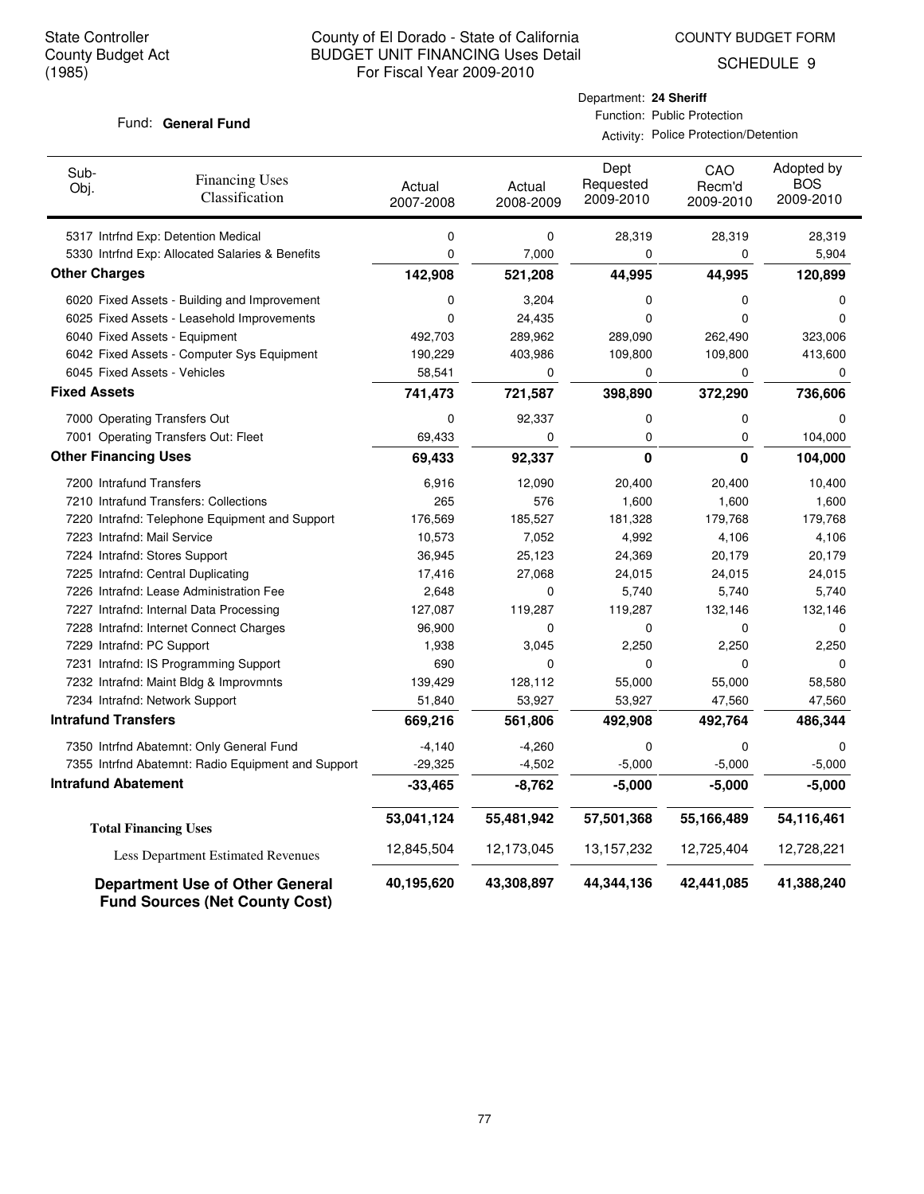State Controller
County Budget Act
(1985)

County of El Dorado - State of California
BUDGET UNIT FINANCING Uses Detail
For Fiscal Year 2009-2010

COUNTY BUDGET FORM
SCHEDULE 9

Fund: **General Fund**

Department: **24 Sheriff**
Function: Public Protection
Activity: Police Protection/Detention

| Sub-Obj. | Financing Uses Classification | Actual 2007-2008 | Actual 2008-2009 | Dept Requested 2009-2010 | CAO Recm'd 2009-2010 | Adopted by BOS 2009-2010 |
|---|---|---|---|---|---|---|
| 5317 | Intrfnd Exp: Detention Medical | 0 | 0 | 28,319 | 28,319 | 28,319 |
| 5330 | Intrfnd Exp: Allocated Salaries & Benefits | 0 | 7,000 | 0 | 0 | 5,904 |
| **Other Charges** | | **142,908** | **521,208** | **44,995** | **44,995** | **120,899** |
| 6020 | Fixed Assets - Building and Improvement | 0 | 3,204 | 0 | 0 | 0 |
| 6025 | Fixed Assets - Leasehold Improvements | 0 | 24,435 | 0 | 0 | 0 |
| 6040 | Fixed Assets - Equipment | 492,703 | 289,962 | 289,090 | 262,490 | 323,006 |
| 6042 | Fixed Assets - Computer Sys Equipment | 190,229 | 403,986 | 109,800 | 109,800 | 413,600 |
| 6045 | Fixed Assets - Vehicles | 58,541 | 0 | 0 | 0 | 0 |
| **Fixed Assets** | | **741,473** | **721,587** | **398,890** | **372,290** | **736,606** |
| 7000 | Operating Transfers Out | 0 | 92,337 | 0 | 0 | 0 |
| 7001 | Operating Transfers Out: Fleet | 69,433 | 0 | 0 | 0 | 104,000 |
| **Other Financing Uses** | | **69,433** | **92,337** | **0** | **0** | **104,000** |
| 7200 | Intrafund Transfers | 6,916 | 12,090 | 20,400 | 20,400 | 10,400 |
| 7210 | Intrafund Transfers: Collections | 265 | 576 | 1,600 | 1,600 | 1,600 |
| 7220 | Intrafnd: Telephone Equipment and Support | 176,569 | 185,527 | 181,328 | 179,768 | 179,768 |
| 7223 | Intrafnd: Mail Service | 10,573 | 7,052 | 4,992 | 4,106 | 4,106 |
| 7224 | Intrafnd: Stores Support | 36,945 | 25,123 | 24,369 | 20,179 | 20,179 |
| 7225 | Intrafnd: Central Duplicating | 17,416 | 27,068 | 24,015 | 24,015 | 24,015 |
| 7226 | Intrafnd: Lease Administration Fee | 2,648 | 0 | 5,740 | 5,740 | 5,740 |
| 7227 | Intrafnd: Internal Data Processing | 127,087 | 119,287 | 119,287 | 132,146 | 132,146 |
| 7228 | Intrafnd: Internet Connect Charges | 96,900 | 0 | 0 | 0 | 0 |
| 7229 | Intrafnd: PC Support | 1,938 | 3,045 | 2,250 | 2,250 | 2,250 |
| 7231 | Intrafnd: IS Programming Support | 690 | 0 | 0 | 0 | 0 |
| 7232 | Intrafnd: Maint Bldg & Improvmnts | 139,429 | 128,112 | 55,000 | 55,000 | 58,580 |
| 7234 | Intrafnd: Network Support | 51,840 | 53,927 | 53,927 | 47,560 | 47,560 |
| **Intrafund Transfers** | | **669,216** | **561,806** | **492,908** | **492,764** | **486,344** |
| 7350 | Intrfnd Abatemnt: Only General Fund | -4,140 | -4,260 | 0 | 0 | 0 |
| 7355 | Intrfnd Abatemnt: Radio Equipment and Support | -29,325 | -4,502 | -5,000 | -5,000 | -5,000 |
| **Intrafund Abatement** | | **-33,465** | **-8,762** | **-5,000** | **-5,000** | **-5,000** |
| **Total Financing Uses** | | **53,041,124** | **55,481,942** | **57,501,368** | **55,166,489** | **54,116,461** |
| Less Department Estimated Revenues | | 12,845,504 | 12,173,045 | 13,157,232 | 12,725,404 | 12,728,221 |
| **Department Use of Other General Fund Sources (Net County Cost)** | | **40,195,620** | **43,308,897** | **44,344,136** | **42,441,085** | **41,388,240** |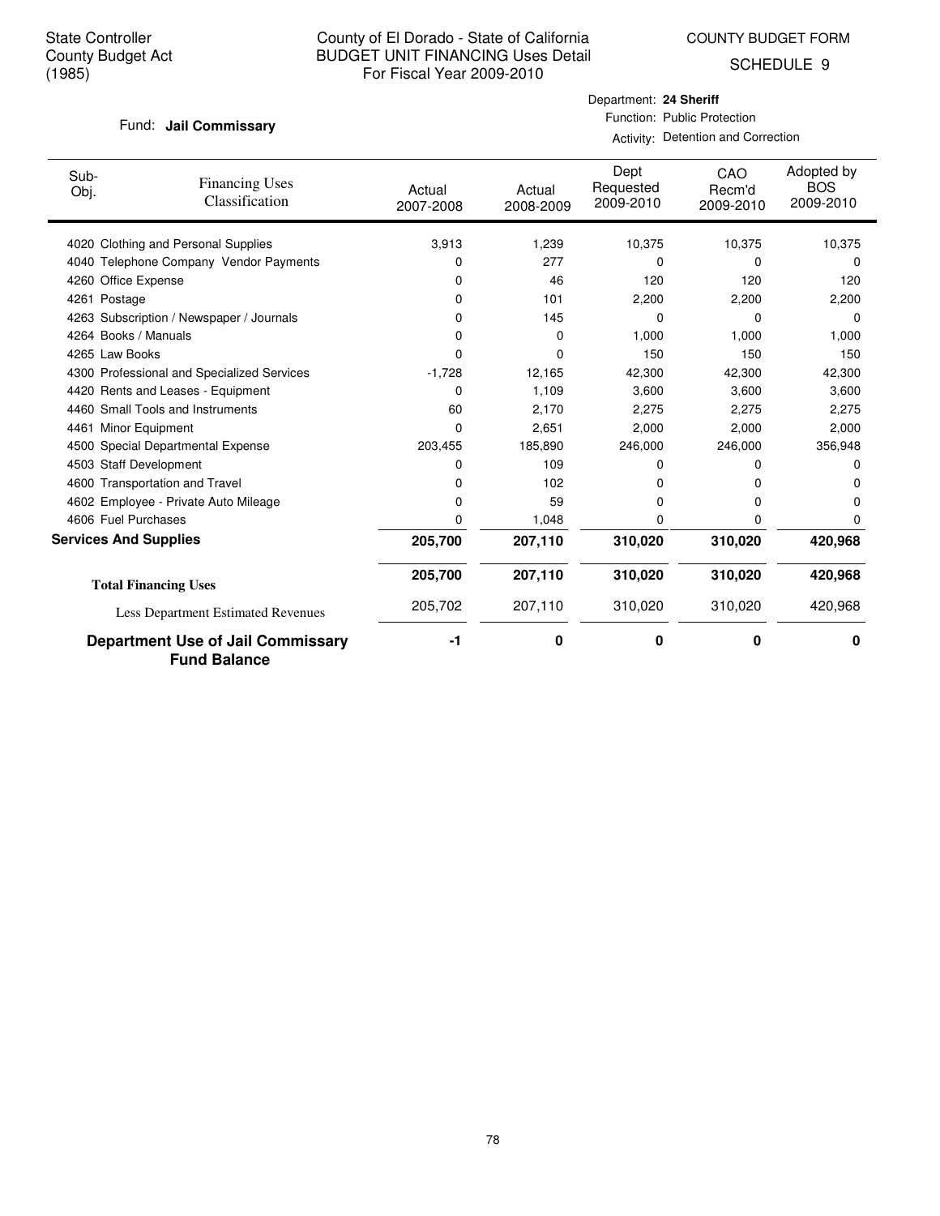State Controller
County Budget Act
(1985)

# County of El Dorado - State of California
## BUDGET UNIT FINANCING Uses Detail
For Fiscal Year 2009-2010

COUNTY BUDGET FORM
SCHEDULE 9

Fund: **Jail Commissary**

Department: **24 Sheriff**
Function: Public Protection
Activity: Detention and Correction

| Sub-Obj. | Financing Uses Classification | Actual 2007-2008 | Actual 2008-2009 | Dept Requested 2009-2010 | CAO Recm'd 2009-2010 | Adopted by BOS 2009-2010 |
|---|---|---|---|---|---|---|
| 4020 | Clothing and Personal Supplies | 3,913 | 1,239 | 10,375 | 10,375 | 10,375 |
| 4040 | Telephone Company Vendor Payments | 0 | 277 | 0 | 0 | 0 |
| 4260 | Office Expense | 0 | 46 | 120 | 120 | 120 |
| 4261 | Postage | 0 | 101 | 2,200 | 2,200 | 2,200 |
| 4263 | Subscription / Newspaper / Journals | 0 | 145 | 0 | 0 | 0 |
| 4264 | Books / Manuals | 0 | 0 | 1,000 | 1,000 | 1,000 |
| 4265 | Law Books | 0 | 0 | 150 | 150 | 150 |
| 4300 | Professional and Specialized Services | -1,728 | 12,165 | 42,300 | 42,300 | 42,300 |
| 4420 | Rents and Leases - Equipment | 0 | 1,109 | 3,600 | 3,600 | 3,600 |
| 4460 | Small Tools and Instruments | 60 | 2,170 | 2,275 | 2,275 | 2,275 |
| 4461 | Minor Equipment | 0 | 2,651 | 2,000 | 2,000 | 2,000 |
| 4500 | Special Departmental Expense | 203,455 | 185,890 | 246,000 | 246,000 | 356,948 |
| 4503 | Staff Development | 0 | 109 | 0 | 0 | 0 |
| 4600 | Transportation and Travel | 0 | 102 | 0 | 0 | 0 |
| 4602 | Employee - Private Auto Mileage | 0 | 59 | 0 | 0 | 0 |
| 4606 | Fuel Purchases | 0 | 1,048 | 0 | 0 | 0 |
| **Services And Supplies** | | **205,700** | **207,110** | **310,020** | **310,020** | **420,968** |
| **Total Financing Uses** | | **205,700** | **207,110** | **310,020** | **310,020** | **420,968** |
| Less Department Estimated Revenues | | 205,702 | 207,110 | 310,020 | 310,020 | 420,968 |
| **Department Use of Jail Commissary Fund Balance** | | **-1** | **0** | **0** | **0** | **0** |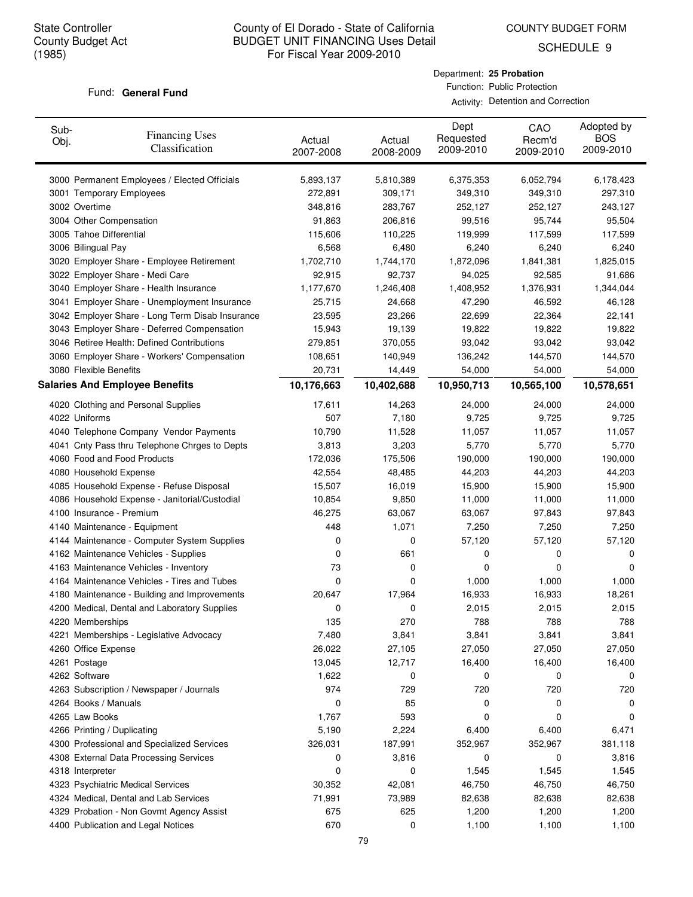State Controller
County Budget Act
(1985)

County of El Dorado - State of California
BUDGET UNIT FINANCING Uses Detail
For Fiscal Year 2009-2010

COUNTY BUDGET FORM
SCHEDULE 9

Fund: **General Fund**

Department: **25 Probation**
Function: Public Protection
Activity: Detention and Correction

| Sub-Obj. | Financing Uses Classification | Actual 2007-2008 | Actual 2008-2009 | Dept Requested 2009-2010 | CAO Recm'd 2009-2010 | Adopted by BOS 2009-2010 |
|---|---|---|---|---|---|---|
| 3000 | Permanent Employees / Elected Officials | 5,893,137 | 5,810,389 | 6,375,353 | 6,052,794 | 6,178,423 |
| 3001 | Temporary Employees | 272,891 | 309,171 | 349,310 | 349,310 | 297,310 |
| 3002 | Overtime | 348,816 | 283,767 | 252,127 | 252,127 | 243,127 |
| 3004 | Other Compensation | 91,863 | 206,816 | 99,516 | 95,744 | 95,504 |
| 3005 | Tahoe Differential | 115,606 | 110,225 | 119,999 | 117,599 | 117,599 |
| 3006 | Bilingual Pay | 6,568 | 6,480 | 6,240 | 6,240 | 6,240 |
| 3020 | Employer Share - Employee Retirement | 1,702,710 | 1,744,170 | 1,872,096 | 1,841,381 | 1,825,015 |
| 3022 | Employer Share - Medi Care | 92,915 | 92,737 | 94,025 | 92,585 | 91,686 |
| 3040 | Employer Share - Health Insurance | 1,177,670 | 1,246,408 | 1,408,952 | 1,376,931 | 1,344,044 |
| 3041 | Employer Share - Unemployment Insurance | 25,715 | 24,668 | 47,290 | 46,592 | 46,128 |
| 3042 | Employer Share - Long Term Disab Insurance | 23,595 | 23,266 | 22,699 | 22,364 | 22,141 |
| 3043 | Employer Share - Deferred Compensation | 15,943 | 19,139 | 19,822 | 19,822 | 19,822 |
| 3046 | Retiree Health: Defined Contributions | 279,851 | 370,055 | 93,042 | 93,042 | 93,042 |
| 3060 | Employer Share - Workers' Compensation | 108,651 | 140,949 | 136,242 | 144,570 | 144,570 |
| 3080 | Flexible Benefits | 20,731 | 14,449 | 54,000 | 54,000 | 54,000 |
| **Salaries And Employee Benefits** | | **10,176,663** | **10,402,688** | **10,950,713** | **10,565,100** | **10,578,651** |
| 4020 | Clothing and Personal Supplies | 17,611 | 14,263 | 24,000 | 24,000 | 24,000 |
| 4022 | Uniforms | 507 | 7,180 | 9,725 | 9,725 | 9,725 |
| 4040 | Telephone Company Vendor Payments | 10,790 | 11,528 | 11,057 | 11,057 | 11,057 |
| 4041 | Cnty Pass thru Telephone Chrges to Depts | 3,813 | 3,203 | 5,770 | 5,770 | 5,770 |
| 4060 | Food and Food Products | 172,036 | 175,506 | 190,000 | 190,000 | 190,000 |
| 4080 | Household Expense | 42,554 | 48,485 | 44,203 | 44,203 | 44,203 |
| 4085 | Household Expense - Refuse Disposal | 15,507 | 16,019 | 15,900 | 15,900 | 15,900 |
| 4086 | Household Expense - Janitorial/Custodial | 10,854 | 9,850 | 11,000 | 11,000 | 11,000 |
| 4100 | Insurance - Premium | 46,275 | 63,067 | 63,067 | 97,843 | 97,843 |
| 4140 | Maintenance - Equipment | 448 | 1,071 | 7,250 | 7,250 | 7,250 |
| 4144 | Maintenance - Computer System Supplies | 0 | 0 | 57,120 | 57,120 | 57,120 |
| 4162 | Maintenance Vehicles - Supplies | 0 | 661 | 0 | 0 | 0 |
| 4163 | Maintenance Vehicles - Inventory | 73 | 0 | 0 | 0 | 0 |
| 4164 | Maintenance Vehicles - Tires and Tubes | 0 | 0 | 1,000 | 1,000 | 1,000 |
| 4180 | Maintenance - Building and Improvements | 20,647 | 17,964 | 16,933 | 16,933 | 18,261 |
| 4200 | Medical, Dental and Laboratory Supplies | 0 | 0 | 2,015 | 2,015 | 2,015 |
| 4220 | Memberships | 135 | 270 | 788 | 788 | 788 |
| 4221 | Memberships - Legislative Advocacy | 7,480 | 3,841 | 3,841 | 3,841 | 3,841 |
| 4260 | Office Expense | 26,022 | 27,105 | 27,050 | 27,050 | 27,050 |
| 4261 | Postage | 13,045 | 12,717 | 16,400 | 16,400 | 16,400 |
| 4262 | Software | 1,622 | 0 | 0 | 0 | 0 |
| 4263 | Subscription / Newspaper / Journals | 974 | 729 | 720 | 720 | 720 |
| 4264 | Books / Manuals | 0 | 85 | 0 | 0 | 0 |
| 4265 | Law Books | 1,767 | 593 | 0 | 0 | 0 |
| 4266 | Printing / Duplicating | 5,190 | 2,224 | 6,400 | 6,400 | 6,471 |
| 4300 | Professional and Specialized Services | 326,031 | 187,991 | 352,967 | 352,967 | 381,118 |
| 4308 | External Data Processing Services | 0 | 3,816 | 0 | 0 | 3,816 |
| 4318 | Interpreter | 0 | 0 | 1,545 | 1,545 | 1,545 |
| 4323 | Psychiatric Medical Services | 30,352 | 42,081 | 46,750 | 46,750 | 46,750 |
| 4324 | Medical, Dental and Lab Services | 71,991 | 73,989 | 82,638 | 82,638 | 82,638 |
| 4329 | Probation - Non Govmt Agency Assist | 675 | 625 | 1,200 | 1,200 | 1,200 |
| 4400 | Publication and Legal Notices | 670 | 0 | 1,100 | 1,100 | 1,100 |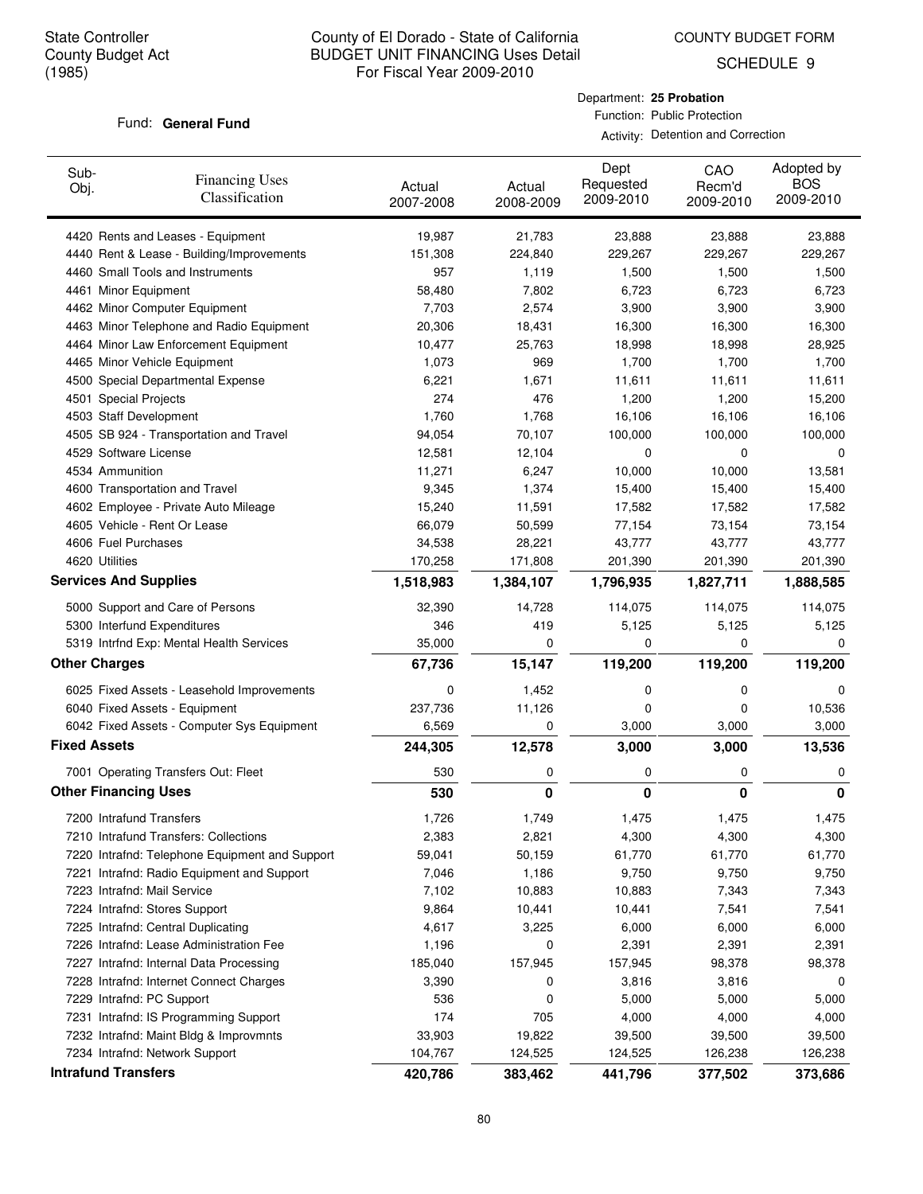State Controller
County Budget Act
(1985)

County of El Dorado - State of California
BUDGET UNIT FINANCING Uses Detail
For Fiscal Year 2009-2010

COUNTY BUDGET FORM
SCHEDULE 9

Fund: **General Fund**

Department: **25 Probation**
Function: Public Protection
Activity: Detention and Correction

| Sub-Obj. | Financing Uses Classification | Actual 2007-2008 | Actual 2008-2009 | Dept Requested 2009-2010 | CAO Recm'd 2009-2010 | Adopted by BOS 2009-2010 |
|---|---|---|---|---|---|---|
| 4420 | Rents and Leases - Equipment | 19,987 | 21,783 | 23,888 | 23,888 | 23,888 |
| 4440 | Rent & Lease - Building/Improvements | 151,308 | 224,840 | 229,267 | 229,267 | 229,267 |
| 4460 | Small Tools and Instruments | 957 | 1,119 | 1,500 | 1,500 | 1,500 |
| 4461 | Minor Equipment | 58,480 | 7,802 | 6,723 | 6,723 | 6,723 |
| 4462 | Minor Computer Equipment | 7,703 | 2,574 | 3,900 | 3,900 | 3,900 |
| 4463 | Minor Telephone and Radio Equipment | 20,306 | 18,431 | 16,300 | 16,300 | 16,300 |
| 4464 | Minor Law Enforcement Equipment | 10,477 | 25,763 | 18,998 | 18,998 | 28,925 |
| 4465 | Minor Vehicle Equipment | 1,073 | 969 | 1,700 | 1,700 | 1,700 |
| 4500 | Special Departmental Expense | 6,221 | 1,671 | 11,611 | 11,611 | 11,611 |
| 4501 | Special Projects | 274 | 476 | 1,200 | 1,200 | 15,200 |
| 4503 | Staff Development | 1,760 | 1,768 | 16,106 | 16,106 | 16,106 |
| 4505 | SB 924 - Transportation and Travel | 94,054 | 70,107 | 100,000 | 100,000 | 100,000 |
| 4529 | Software License | 12,581 | 12,104 | 0 | 0 | 0 |
| 4534 | Ammunition | 11,271 | 6,247 | 10,000 | 10,000 | 13,581 |
| 4600 | Transportation and Travel | 9,345 | 1,374 | 15,400 | 15,400 | 15,400 |
| 4602 | Employee - Private Auto Mileage | 15,240 | 11,591 | 17,582 | 17,582 | 17,582 |
| 4605 | Vehicle - Rent Or Lease | 66,079 | 50,599 | 77,154 | 73,154 | 73,154 |
| 4606 | Fuel Purchases | 34,538 | 28,221 | 43,777 | 43,777 | 43,777 |
| 4620 | Utilities | 170,258 | 171,808 | 201,390 | 201,390 | 201,390 |
| **Services And Supplies** | | **1,518,983** | **1,384,107** | **1,796,935** | **1,827,711** | **1,888,585** |
| 5000 | Support and Care of Persons | 32,390 | 14,728 | 114,075 | 114,075 | 114,075 |
| 5300 | Interfund Expenditures | 346 | 419 | 5,125 | 5,125 | 5,125 |
| 5319 | Intrfnd Exp: Mental Health Services | 35,000 | 0 | 0 | 0 | 0 |
| **Other Charges** | | **67,736** | **15,147** | **119,200** | **119,200** | **119,200** |
| 6025 | Fixed Assets - Leasehold Improvements | 0 | 1,452 | 0 | 0 | 0 |
| 6040 | Fixed Assets - Equipment | 237,736 | 11,126 | 0 | 0 | 10,536 |
| 6042 | Fixed Assets - Computer Sys Equipment | 6,569 | 0 | 3,000 | 3,000 | 3,000 |
| **Fixed Assets** | | **244,305** | **12,578** | **3,000** | **3,000** | **13,536** |
| 7001 | Operating Transfers Out: Fleet | 530 | 0 | 0 | 0 | 0 |
| **Other Financing Uses** | | **530** | **0** | **0** | **0** | **0** |
| 7200 | Intrafund Transfers | 1,726 | 1,749 | 1,475 | 1,475 | 1,475 |
| 7210 | Intrafund Transfers: Collections | 2,383 | 2,821 | 4,300 | 4,300 | 4,300 |
| 7220 | Intrafnd: Telephone Equipment and Support | 59,041 | 50,159 | 61,770 | 61,770 | 61,770 |
| 7221 | Intrafnd: Radio Equipment and Support | 7,046 | 1,186 | 9,750 | 9,750 | 9,750 |
| 7223 | Intrafnd: Mail Service | 7,102 | 10,883 | 10,883 | 7,343 | 7,343 |
| 7224 | Intrafnd: Stores Support | 9,864 | 10,441 | 10,441 | 7,541 | 7,541 |
| 7225 | Intrafnd: Central Duplicating | 4,617 | 3,225 | 6,000 | 6,000 | 6,000 |
| 7226 | Intrafnd: Lease Administration Fee | 1,196 | 0 | 2,391 | 2,391 | 2,391 |
| 7227 | Intrafnd: Internal Data Processing | 185,040 | 157,945 | 157,945 | 98,378 | 98,378 |
| 7228 | Intrafnd: Internet Connect Charges | 3,390 | 0 | 3,816 | 3,816 | 0 |
| 7229 | Intrafnd: PC Support | 536 | 0 | 5,000 | 5,000 | 5,000 |
| 7231 | Intrafnd: IS Programming Support | 174 | 705 | 4,000 | 4,000 | 4,000 |
| 7232 | Intrafnd: Maint Bldg & Improvmnts | 33,903 | 19,822 | 39,500 | 39,500 | 39,500 |
| 7234 | Intrafnd: Network Support | 104,767 | 124,525 | 124,525 | 126,238 | 126,238 |
| **Intrafund Transfers** | | **420,786** | **383,462** | **441,796** | **377,502** | **373,686** |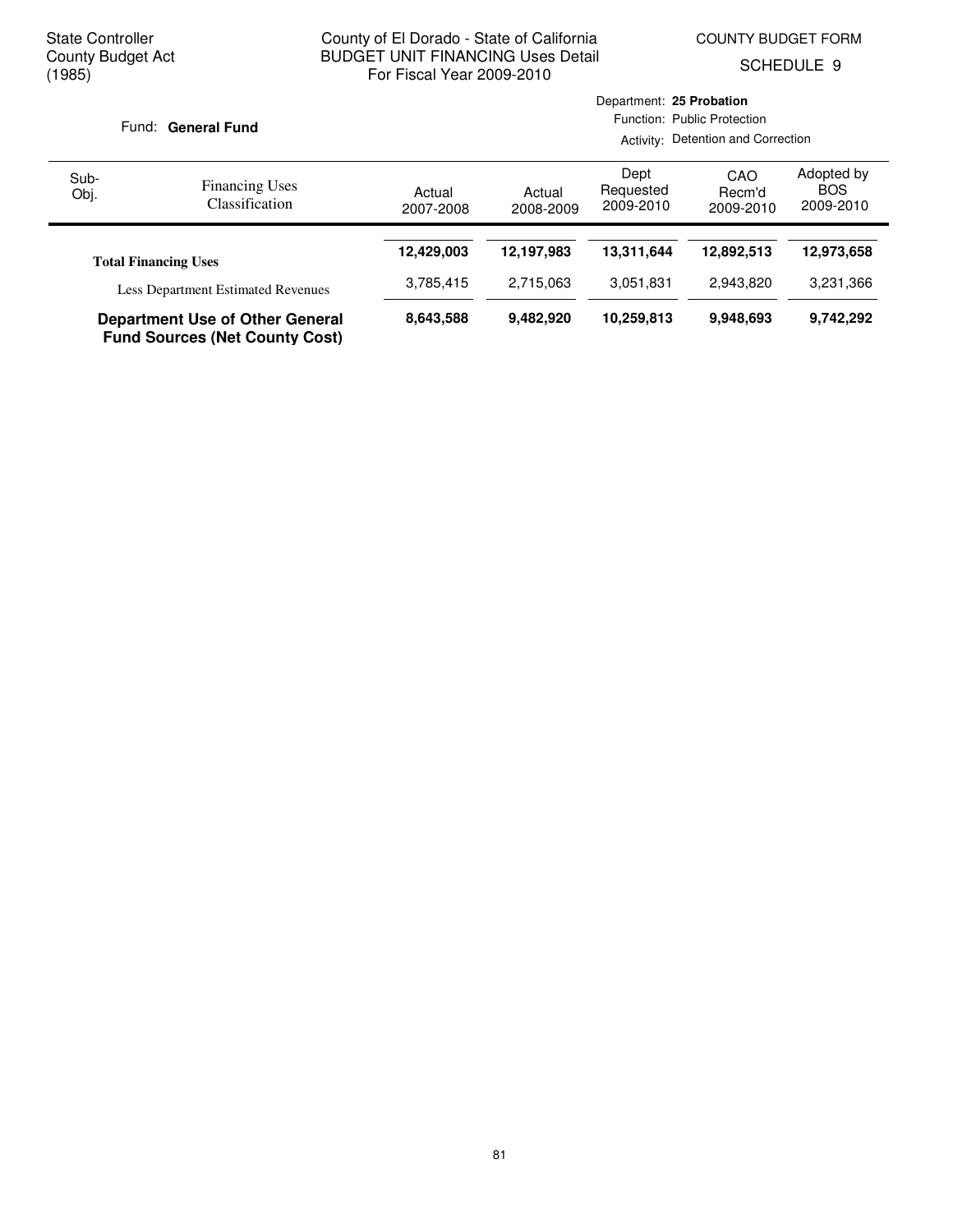State Controller
County Budget Act
(1985)

County of El Dorado - State of California
BUDGET UNIT FINANCING Uses Detail
For Fiscal Year 2009-2010

COUNTY BUDGET FORM
SCHEDULE 9

Fund: **General Fund**

Department: **25 Probation**
Function: Public Protection
Activity: Detention and Correction

| Sub-Obj. | Financing Uses Classification | Actual 2007-2008 | Actual 2008-2009 | Dept Requested 2009-2010 | CAO Recm'd 2009-2010 | Adopted by BOS 2009-2010 |
|---|---|---|---|---|---|---|
| | **Total Financing Uses** | **12,429,003** | **12,197,983** | **13,311,644** | **12,892,513** | **12,973,658** |
| | Less Department Estimated Revenues | 3,785,415 | 2,715,063 | 3,051,831 | 2,943,820 | 3,231,366 |
| | **Department Use of Other General Fund Sources (Net County Cost)** | **8,643,588** | **9,482,920** | **10,259,813** | **9,948,693** | **9,742,292** |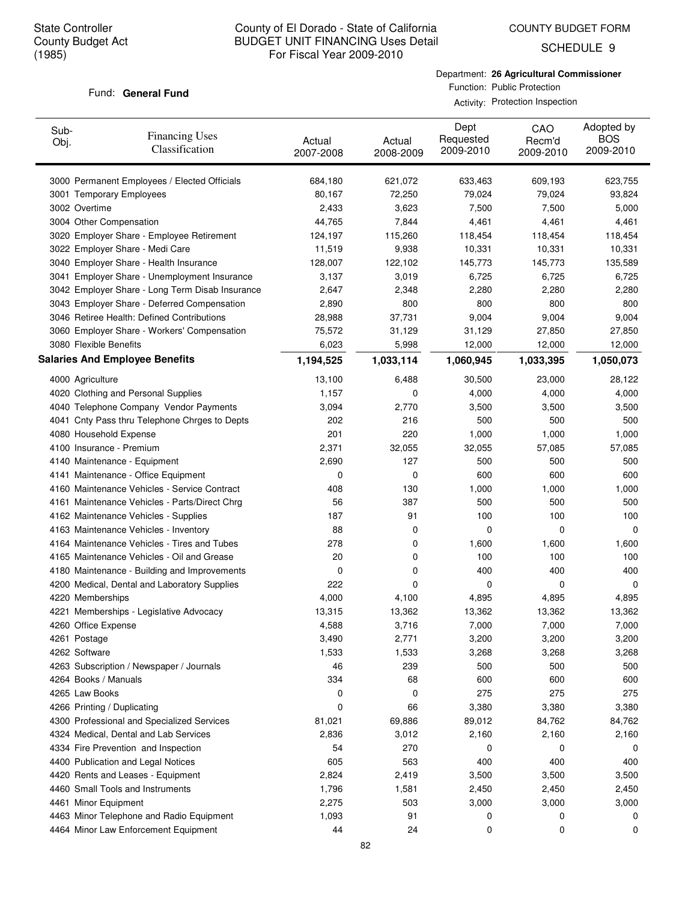State Controller
County Budget Act
(1985)

County of El Dorado - State of California
BUDGET UNIT FINANCING Uses Detail
For Fiscal Year 2009-2010

COUNTY BUDGET FORM
SCHEDULE 9

Fund: **General Fund**

Department: **26 Agricultural Commissioner**
Function: Public Protection
Activity: Protection Inspection

| Sub-Obj. | Financing Uses Classification | Actual 2007-2008 | Actual 2008-2009 | Dept Requested 2009-2010 | CAO Recm'd 2009-2010 | Adopted by BOS 2009-2010 |
|---|---|---|---|---|---|---|
| 3000 | Permanent Employees / Elected Officials | 684,180 | 621,072 | 633,463 | 609,193 | 623,755 |
| 3001 | Temporary Employees | 80,167 | 72,250 | 79,024 | 79,024 | 93,824 |
| 3002 | Overtime | 2,433 | 3,623 | 7,500 | 7,500 | 5,000 |
| 3004 | Other Compensation | 44,765 | 7,844 | 4,461 | 4,461 | 4,461 |
| 3020 | Employer Share - Employee Retirement | 124,197 | 115,260 | 118,454 | 118,454 | 118,454 |
| 3022 | Employer Share - Medi Care | 11,519 | 9,938 | 10,331 | 10,331 | 10,331 |
| 3040 | Employer Share - Health Insurance | 128,007 | 122,102 | 145,773 | 145,773 | 135,589 |
| 3041 | Employer Share - Unemployment Insurance | 3,137 | 3,019 | 6,725 | 6,725 | 6,725 |
| 3042 | Employer Share - Long Term Disab Insurance | 2,647 | 2,348 | 2,280 | 2,280 | 2,280 |
| 3043 | Employer Share - Deferred Compensation | 2,890 | 800 | 800 | 800 | 800 |
| 3046 | Retiree Health: Defined Contributions | 28,988 | 37,731 | 9,004 | 9,004 | 9,004 |
| 3060 | Employer Share - Workers' Compensation | 75,572 | 31,129 | 31,129 | 27,850 | 27,850 |
| 3080 | Flexible Benefits | 6,023 | 5,998 | 12,000 | 12,000 | 12,000 |
| **Salaries And Employee Benefits** | | **1,194,525** | **1,033,114** | **1,060,945** | **1,033,395** | **1,050,073** |
| 4000 | Agriculture | 13,100 | 6,488 | 30,500 | 23,000 | 28,122 |
| 4020 | Clothing and Personal Supplies | 1,157 | 0 | 4,000 | 4,000 | 4,000 |
| 4040 | Telephone Company Vendor Payments | 3,094 | 2,770 | 3,500 | 3,500 | 3,500 |
| 4041 | Cnty Pass thru Telephone Chrges to Depts | 202 | 216 | 500 | 500 | 500 |
| 4080 | Household Expense | 201 | 220 | 1,000 | 1,000 | 1,000 |
| 4100 | Insurance - Premium | 2,371 | 32,055 | 32,055 | 57,085 | 57,085 |
| 4140 | Maintenance - Equipment | 2,690 | 127 | 500 | 500 | 500 |
| 4141 | Maintenance - Office Equipment | 0 | 0 | 600 | 600 | 600 |
| 4160 | Maintenance Vehicles - Service Contract | 408 | 130 | 1,000 | 1,000 | 1,000 |
| 4161 | Maintenance Vehicles - Parts/Direct Chrg | 56 | 387 | 500 | 500 | 500 |
| 4162 | Maintenance Vehicles - Supplies | 187 | 91 | 100 | 100 | 100 |
| 4163 | Maintenance Vehicles - Inventory | 88 | 0 | 0 | 0 | 0 |
| 4164 | Maintenance Vehicles - Tires and Tubes | 278 | 0 | 1,600 | 1,600 | 1,600 |
| 4165 | Maintenance Vehicles - Oil and Grease | 20 | 0 | 100 | 100 | 100 |
| 4180 | Maintenance - Building and Improvements | 0 | 0 | 400 | 400 | 400 |
| 4200 | Medical, Dental and Laboratory Supplies | 222 | 0 | 0 | 0 | 0 |
| 4220 | Memberships | 4,000 | 4,100 | 4,895 | 4,895 | 4,895 |
| 4221 | Memberships - Legislative Advocacy | 13,315 | 13,362 | 13,362 | 13,362 | 13,362 |
| 4260 | Office Expense | 4,588 | 3,716 | 7,000 | 7,000 | 7,000 |
| 4261 | Postage | 3,490 | 2,771 | 3,200 | 3,200 | 3,200 |
| 4262 | Software | 1,533 | 1,533 | 3,268 | 3,268 | 3,268 |
| 4263 | Subscription / Newspaper / Journals | 46 | 239 | 500 | 500 | 500 |
| 4264 | Books / Manuals | 334 | 68 | 600 | 600 | 600 |
| 4265 | Law Books | 0 | 0 | 275 | 275 | 275 |
| 4266 | Printing / Duplicating | 0 | 66 | 3,380 | 3,380 | 3,380 |
| 4300 | Professional and Specialized Services | 81,021 | 69,886 | 89,012 | 84,762 | 84,762 |
| 4324 | Medical, Dental and Lab Services | 2,836 | 3,012 | 2,160 | 2,160 | 2,160 |
| 4334 | Fire Prevention and Inspection | 54 | 270 | 0 | 0 | 0 |
| 4400 | Publication and Legal Notices | 605 | 563 | 400 | 400 | 400 |
| 4420 | Rents and Leases - Equipment | 2,824 | 2,419 | 3,500 | 3,500 | 3,500 |
| 4460 | Small Tools and Instruments | 1,796 | 1,581 | 2,450 | 2,450 | 2,450 |
| 4461 | Minor Equipment | 2,275 | 503 | 3,000 | 3,000 | 3,000 |
| 4463 | Minor Telephone and Radio Equipment | 1,093 | 91 | 0 | 0 | 0 |
| 4464 | Minor Law Enforcement Equipment | 44 | 24 | 0 | 0 | 0 |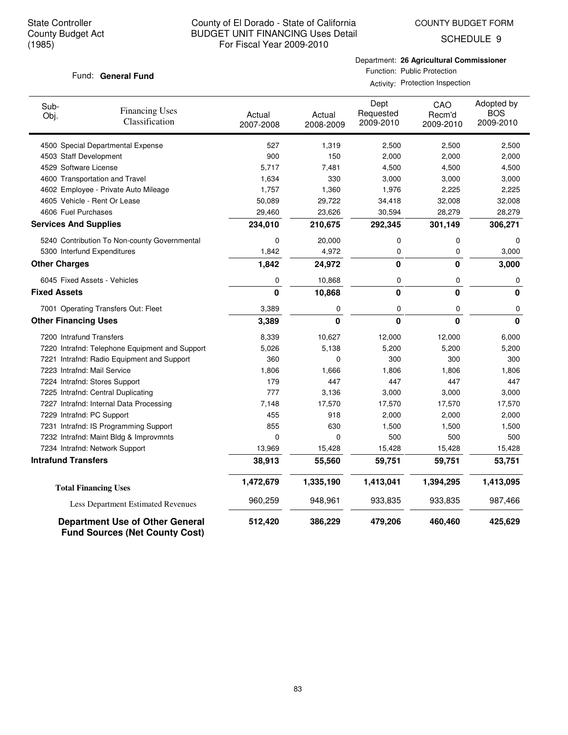State Controller
County Budget Act
(1985)

# County of El Dorado - State of California
## BUDGET UNIT FINANCING Uses Detail
For Fiscal Year 2009-2010

COUNTY BUDGET FORM
SCHEDULE 9

Fund: **General Fund**

Department: **26 Agricultural Commissioner**
Function: Public Protection
Activity: Protection Inspection

| Sub-Obj. | Financing Uses Classification | Actual 2007-2008 | Actual 2008-2009 | Dept Requested 2009-2010 | CAO Recm'd 2009-2010 | Adopted by BOS 2009-2010 |
|---|---|---|---|---|---|---|
| 4500 | Special Departmental Expense | 527 | 1,319 | 2,500 | 2,500 | 2,500 |
| 4503 | Staff Development | 900 | 150 | 2,000 | 2,000 | 2,000 |
| 4529 | Software License | 5,717 | 7,481 | 4,500 | 4,500 | 4,500 |
| 4600 | Transportation and Travel | 1,634 | 330 | 3,000 | 3,000 | 3,000 |
| 4602 | Employee - Private Auto Mileage | 1,757 | 1,360 | 1,976 | 2,225 | 2,225 |
| 4605 | Vehicle - Rent Or Lease | 50,089 | 29,722 | 34,418 | 32,008 | 32,008 |
| 4606 | Fuel Purchases | 29,460 | 23,626 | 30,594 | 28,279 | 28,279 |
| **Services And Supplies** | | **234,010** | **210,675** | **292,345** | **301,149** | **306,271** |
| 5240 | Contribution To Non-county Governmental | 0 | 20,000 | 0 | 0 | 0 |
| 5300 | Interfund Expenditures | 1,842 | 4,972 | 0 | 0 | 3,000 |
| **Other Charges** | | **1,842** | **24,972** | **0** | **0** | **3,000** |
| 6045 | Fixed Assets - Vehicles | 0 | 10,868 | 0 | 0 | 0 |
| **Fixed Assets** | | **0** | **10,868** | **0** | **0** | **0** |
| 7001 | Operating Transfers Out: Fleet | 3,389 | 0 | 0 | 0 | 0 |
| **Other Financing Uses** | | **3,389** | **0** | **0** | **0** | **0** |
| 7200 | Intrafund Transfers | 8,339 | 10,627 | 12,000 | 12,000 | 6,000 |
| 7220 | Intrafnd: Telephone Equipment and Support | 5,026 | 5,138 | 5,200 | 5,200 | 5,200 |
| 7221 | Intrafnd: Radio Equipment and Support | 360 | 0 | 300 | 300 | 300 |
| 7223 | Intrafnd: Mail Service | 1,806 | 1,666 | 1,806 | 1,806 | 1,806 |
| 7224 | Intrafnd: Stores Support | 179 | 447 | 447 | 447 | 447 |
| 7225 | Intrafnd: Central Duplicating | 777 | 3,136 | 3,000 | 3,000 | 3,000 |
| 7227 | Intrafnd: Internal Data Processing | 7,148 | 17,570 | 17,570 | 17,570 | 17,570 |
| 7229 | Intrafnd: PC Support | 455 | 918 | 2,000 | 2,000 | 2,000 |
| 7231 | Intrafnd: IS Programming Support | 855 | 630 | 1,500 | 1,500 | 1,500 |
| 7232 | Intrafnd: Maint Bldg & Improvmnts | 0 | 0 | 500 | 500 | 500 |
| 7234 | Intrafnd: Network Support | 13,969 | 15,428 | 15,428 | 15,428 | 15,428 |
| **Intrafund Transfers** | | **38,913** | **55,560** | **59,751** | **59,751** | **53,751** |
| **Total Financing Uses** | | **1,472,679** | **1,335,190** | **1,413,041** | **1,394,295** | **1,413,095** |
| Less Department Estimated Revenues | | 960,259 | 948,961 | 933,835 | 933,835 | 987,466 |
| **Department Use of Other General Fund Sources (Net County Cost)** | | **512,420** | **386,229** | **479,206** | **460,460** | **425,629** |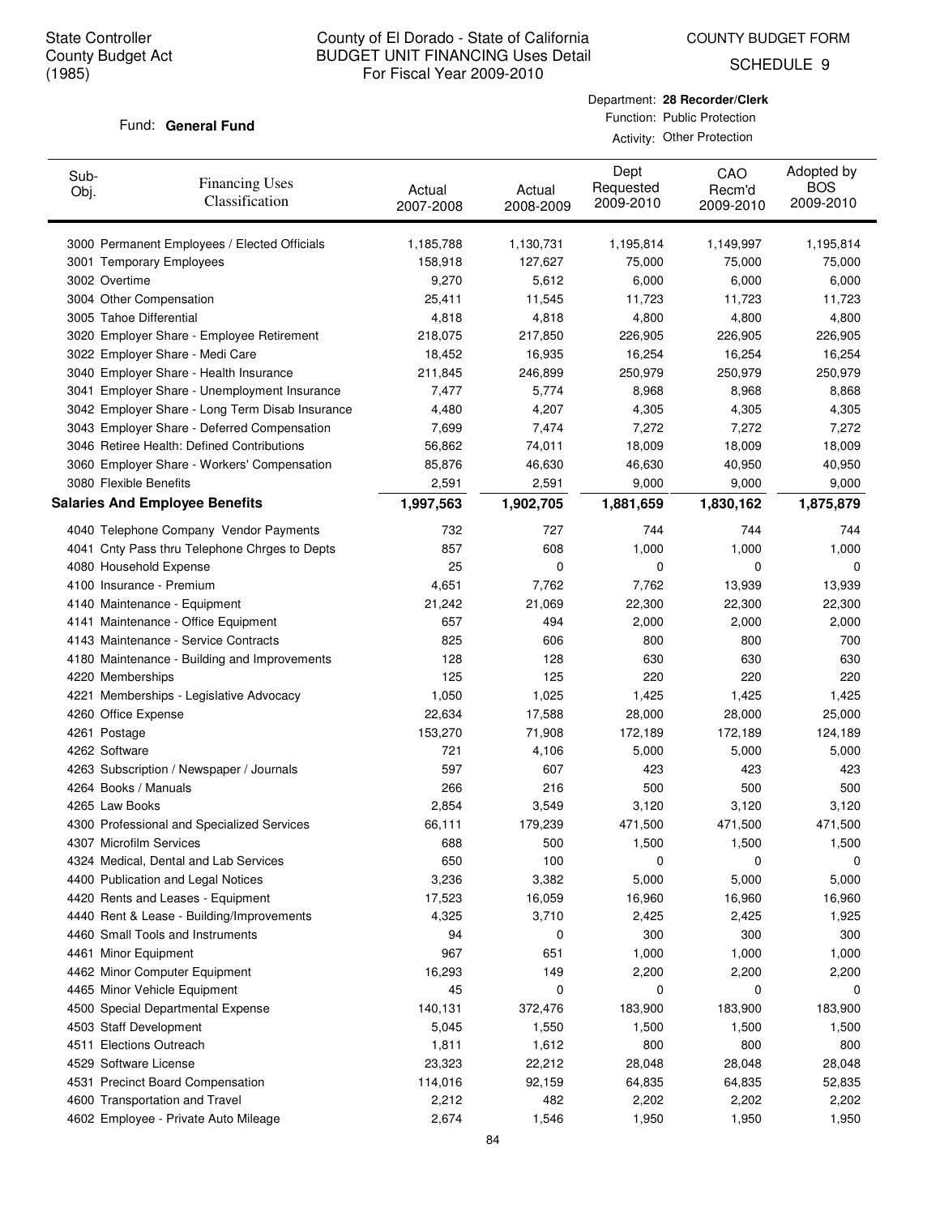State Controller
County Budget Act
(1985)

# County of El Dorado - State of California
## BUDGET UNIT FINANCING Uses Detail
For Fiscal Year 2009-2010

COUNTY BUDGET FORM
SCHEDULE 9

Fund: **General Fund**

Department: **28 Recorder/Clerk**
Function: Public Protection
Activity: Other Protection

| Sub-Obj. | Financing Uses Classification | Actual 2007-2008 | Actual 2008-2009 | Dept Requested 2009-2010 | CAO Recm'd 2009-2010 | Adopted by BOS 2009-2010 |
|---|---|---|---|---|---|---|
| 3000 | Permanent Employees / Elected Officials | 1,185,788 | 1,130,731 | 1,195,814 | 1,149,997 | 1,195,814 |
| 3001 | Temporary Employees | 158,918 | 127,627 | 75,000 | 75,000 | 75,000 |
| 3002 | Overtime | 9,270 | 5,612 | 6,000 | 6,000 | 6,000 |
| 3004 | Other Compensation | 25,411 | 11,545 | 11,723 | 11,723 | 11,723 |
| 3005 | Tahoe Differential | 4,818 | 4,818 | 4,800 | 4,800 | 4,800 |
| 3020 | Employer Share - Employee Retirement | 218,075 | 217,850 | 226,905 | 226,905 | 226,905 |
| 3022 | Employer Share - Medi Care | 18,452 | 16,935 | 16,254 | 16,254 | 16,254 |
| 3040 | Employer Share - Health Insurance | 211,845 | 246,899 | 250,979 | 250,979 | 250,979 |
| 3041 | Employer Share - Unemployment Insurance | 7,477 | 5,774 | 8,968 | 8,968 | 8,868 |
| 3042 | Employer Share - Long Term Disab Insurance | 4,480 | 4,207 | 4,305 | 4,305 | 4,305 |
| 3043 | Employer Share - Deferred Compensation | 7,699 | 7,474 | 7,272 | 7,272 | 7,272 |
| 3046 | Retiree Health: Defined Contributions | 56,862 | 74,011 | 18,009 | 18,009 | 18,009 |
| 3060 | Employer Share - Workers' Compensation | 85,876 | 46,630 | 46,630 | 40,950 | 40,950 |
| 3080 | Flexible Benefits | 2,591 | 2,591 | 9,000 | 9,000 | 9,000 |
| **Salaries And Employee Benefits** | | **1,997,563** | **1,902,705** | **1,881,659** | **1,830,162** | **1,875,879** |
| 4040 | Telephone Company Vendor Payments | 732 | 727 | 744 | 744 | 744 |
| 4041 | Cnty Pass thru Telephone Chrges to Depts | 857 | 608 | 1,000 | 1,000 | 1,000 |
| 4080 | Household Expense | 25 | 0 | 0 | 0 | 0 |
| 4100 | Insurance - Premium | 4,651 | 7,762 | 7,762 | 13,939 | 13,939 |
| 4140 | Maintenance - Equipment | 21,242 | 21,069 | 22,300 | 22,300 | 22,300 |
| 4141 | Maintenance - Office Equipment | 657 | 494 | 2,000 | 2,000 | 2,000 |
| 4143 | Maintenance - Service Contracts | 825 | 606 | 800 | 800 | 700 |
| 4180 | Maintenance - Building and Improvements | 128 | 128 | 630 | 630 | 630 |
| 4220 | Memberships | 125 | 125 | 220 | 220 | 220 |
| 4221 | Memberships - Legislative Advocacy | 1,050 | 1,025 | 1,425 | 1,425 | 1,425 |
| 4260 | Office Expense | 22,634 | 17,588 | 28,000 | 28,000 | 25,000 |
| 4261 | Postage | 153,270 | 71,908 | 172,189 | 172,189 | 124,189 |
| 4262 | Software | 721 | 4,106 | 5,000 | 5,000 | 5,000 |
| 4263 | Subscription / Newspaper / Journals | 597 | 607 | 423 | 423 | 423 |
| 4264 | Books / Manuals | 266 | 216 | 500 | 500 | 500 |
| 4265 | Law Books | 2,854 | 3,549 | 3,120 | 3,120 | 3,120 |
| 4300 | Professional and Specialized Services | 66,111 | 179,239 | 471,500 | 471,500 | 471,500 |
| 4307 | Microfilm Services | 688 | 500 | 1,500 | 1,500 | 1,500 |
| 4324 | Medical, Dental and Lab Services | 650 | 100 | 0 | 0 | 0 |
| 4400 | Publication and Legal Notices | 3,236 | 3,382 | 5,000 | 5,000 | 5,000 |
| 4420 | Rents and Leases - Equipment | 17,523 | 16,059 | 16,960 | 16,960 | 16,960 |
| 4440 | Rent & Lease - Building/Improvements | 4,325 | 3,710 | 2,425 | 2,425 | 1,925 |
| 4460 | Small Tools and Instruments | 94 | 0 | 300 | 300 | 300 |
| 4461 | Minor Equipment | 967 | 651 | 1,000 | 1,000 | 1,000 |
| 4462 | Minor Computer Equipment | 16,293 | 149 | 2,200 | 2,200 | 2,200 |
| 4465 | Minor Vehicle Equipment | 45 | 0 | 0 | 0 | 0 |
| 4500 | Special Departmental Expense | 140,131 | 372,476 | 183,900 | 183,900 | 183,900 |
| 4503 | Staff Development | 5,045 | 1,550 | 1,500 | 1,500 | 1,500 |
| 4511 | Elections Outreach | 1,811 | 1,612 | 800 | 800 | 800 |
| 4529 | Software License | 23,323 | 22,212 | 28,048 | 28,048 | 28,048 |
| 4531 | Precinct Board Compensation | 114,016 | 92,159 | 64,835 | 64,835 | 52,835 |
| 4600 | Transportation and Travel | 2,212 | 482 | 2,202 | 2,202 | 2,202 |
| 4602 | Employee - Private Auto Mileage | 2,674 | 1,546 | 1,950 | 1,950 | 1,950 |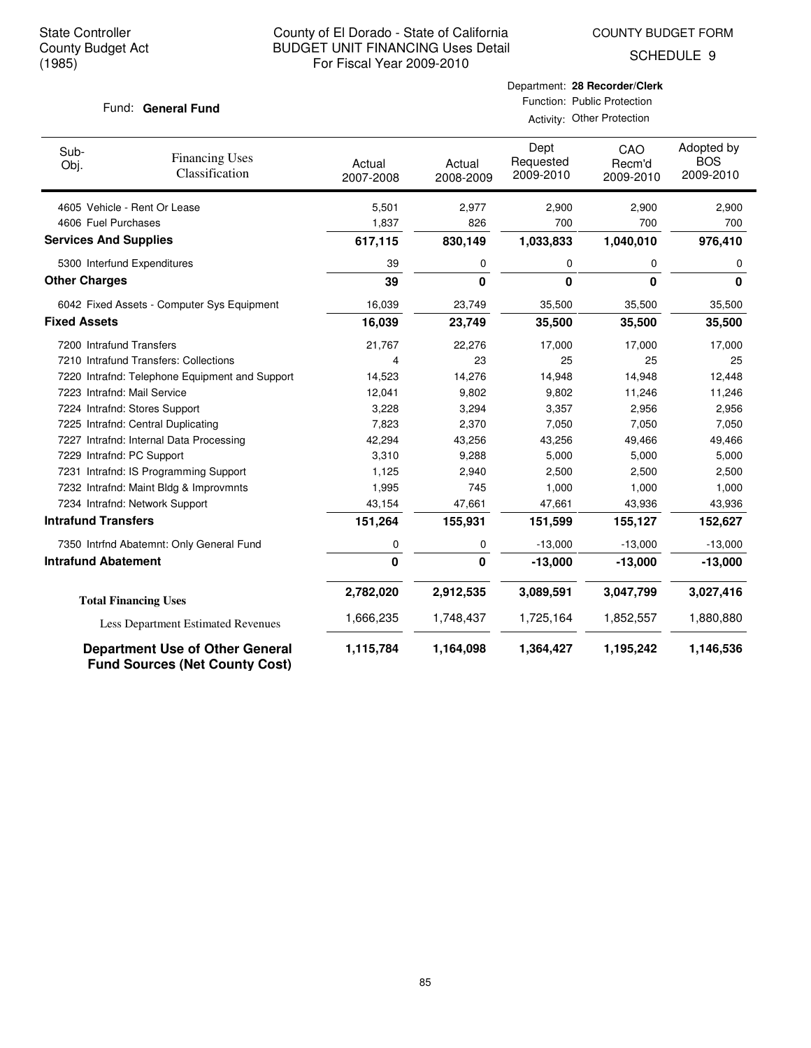State Controller
County Budget Act
(1985)

County of El Dorado - State of California
BUDGET UNIT FINANCING Uses Detail
For Fiscal Year 2009-2010

COUNTY BUDGET FORM
SCHEDULE 9

Fund: **General Fund**

Department: **28 Recorder/Clerk**
Function: Public Protection
Activity: Other Protection

| Sub-Obj. | Financing Uses Classification | Actual 2007-2008 | Actual 2008-2009 | Dept Requested 2009-2010 | CAO Recm'd 2009-2010 | Adopted by BOS 2009-2010 |
|---|---|---|---|---|---|---|
| 4605 | Vehicle - Rent Or Lease | 5,501 | 2,977 | 2,900 | 2,900 | 2,900 |
| 4606 | Fuel Purchases | 1,837 | 826 | 700 | 700 | 700 |
| **Services And Supplies** | | **617,115** | **830,149** | **1,033,833** | **1,040,010** | **976,410** |
| 5300 | Interfund Expenditures | 39 | 0 | 0 | 0 | 0 |
| **Other Charges** | | **39** | **0** | **0** | **0** | **0** |
| 6042 | Fixed Assets - Computer Sys Equipment | 16,039 | 23,749 | 35,500 | 35,500 | 35,500 |
| **Fixed Assets** | | **16,039** | **23,749** | **35,500** | **35,500** | **35,500** |
| 7200 | Intrafund Transfers | 21,767 | 22,276 | 17,000 | 17,000 | 17,000 |
| 7210 | Intrafund Transfers: Collections | 4 | 23 | 25 | 25 | 25 |
| 7220 | Intrafnd: Telephone Equipment and Support | 14,523 | 14,276 | 14,948 | 14,948 | 12,448 |
| 7223 | Intrafnd: Mail Service | 12,041 | 9,802 | 9,802 | 11,246 | 11,246 |
| 7224 | Intrafnd: Stores Support | 3,228 | 3,294 | 3,357 | 2,956 | 2,956 |
| 7225 | Intrafnd: Central Duplicating | 7,823 | 2,370 | 7,050 | 7,050 | 7,050 |
| 7227 | Intrafnd: Internal Data Processing | 42,294 | 43,256 | 43,256 | 49,466 | 49,466 |
| 7229 | Intrafnd: PC Support | 3,310 | 9,288 | 5,000 | 5,000 | 5,000 |
| 7231 | Intrafnd: IS Programming Support | 1,125 | 2,940 | 2,500 | 2,500 | 2,500 |
| 7232 | Intrafnd: Maint Bldg & Improvmnts | 1,995 | 745 | 1,000 | 1,000 | 1,000 |
| 7234 | Intrafnd: Network Support | 43,154 | 47,661 | 47,661 | 43,936 | 43,936 |
| **Intrafund Transfers** | | **151,264** | **155,931** | **151,599** | **155,127** | **152,627** |
| 7350 | Intrfnd Abatemnt: Only General Fund | 0 | 0 | -13,000 | -13,000 | -13,000 |
| **Intrafund Abatement** | | **0** | **0** | **-13,000** | **-13,000** | **-13,000** |
| **Total Financing Uses** | | **2,782,020** | **2,912,535** | **3,089,591** | **3,047,799** | **3,027,416** |
| Less Department Estimated Revenues | | 1,666,235 | 1,748,437 | 1,725,164 | 1,852,557 | 1,880,880 |
| **Department Use of Other General Fund Sources (Net County Cost)** | | **1,115,784** | **1,164,098** | **1,364,427** | **1,195,242** | **1,146,536** |